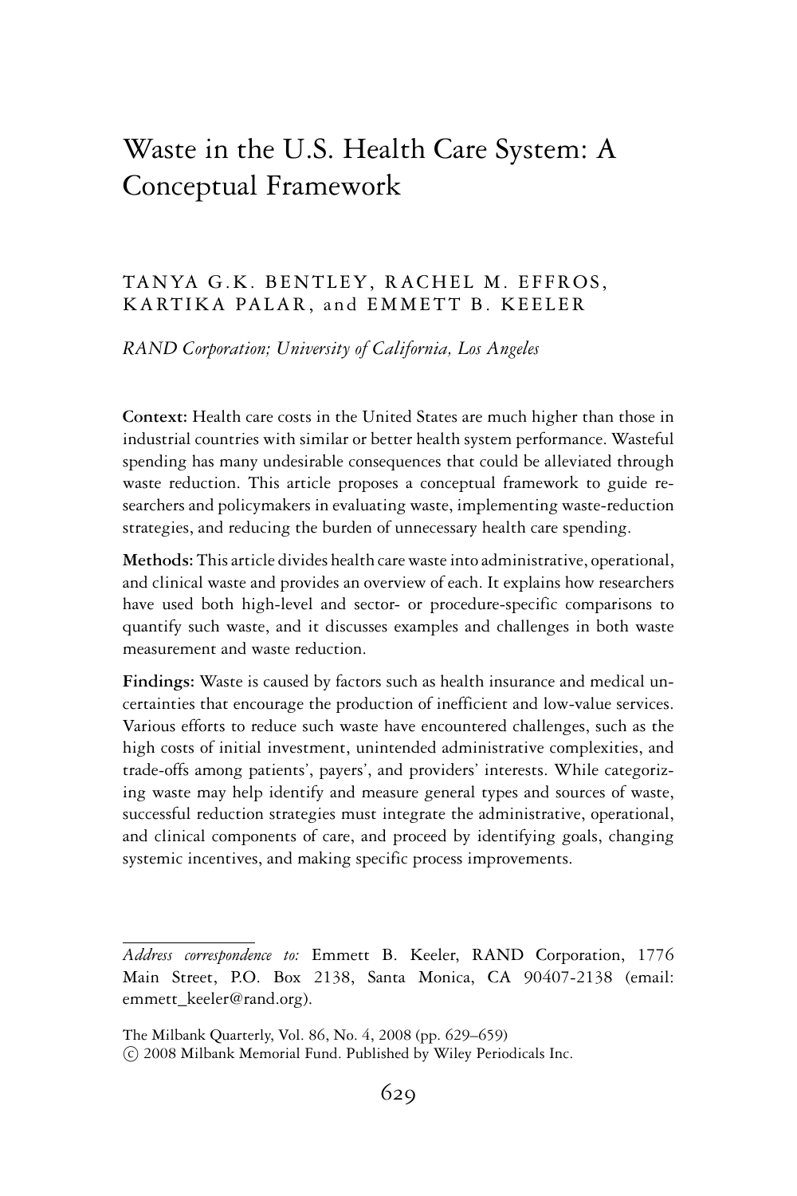# Waste in the U.S. Health Care System: A Conceptual Framework

TANYA G.K. BENTLEY, RACHEL M. EFFROS, KARTIKA PALAR, and EMMETT B. KEELER

*RAND Corporation; University of California, Los Angeles*

**Context:** Health care costs in the United States are much higher than those in industrial countries with similar or better health system performance. Wasteful spending has many undesirable consequences that could be alleviated through waste reduction. This article proposes a conceptual framework to guide researchers and policymakers in evaluating waste, implementing waste-reduction strategies, and reducing the burden of unnecessary health care spending.

**Methods:** This article divides health care waste into administrative, operational, and clinical waste and provides an overview of each. It explains how researchers have used both high-level and sector- or procedure-specific comparisons to quantify such waste, and it discusses examples and challenges in both waste measurement and waste reduction.

**Findings:** Waste is caused by factors such as health insurance and medical uncertainties that encourage the production of inefficient and low-value services. Various efforts to reduce such waste have encountered challenges, such as the high costs of initial investment, unintended administrative complexities, and trade-offs among patients', payers', and providers' interests. While categorizing waste may help identify and measure general types and sources of waste, successful reduction strategies must integrate the administrative, operational, and clinical components of care, and proceed by identifying goals, changing systemic incentives, and making specific process improvements.

---

*Address correspondence to:* Emmett B. Keeler, RAND Corporation, 1776 Main Street, P.O. Box 2138, Santa Monica, CA 90407-2138 (email: emmett_keeler@rand.org).

The Milbank Quarterly, Vol. 86, No. 4, 2008 (pp. 629–659)
© 2008 Milbank Memorial Fund. Published by Wiley Periodicals Inc.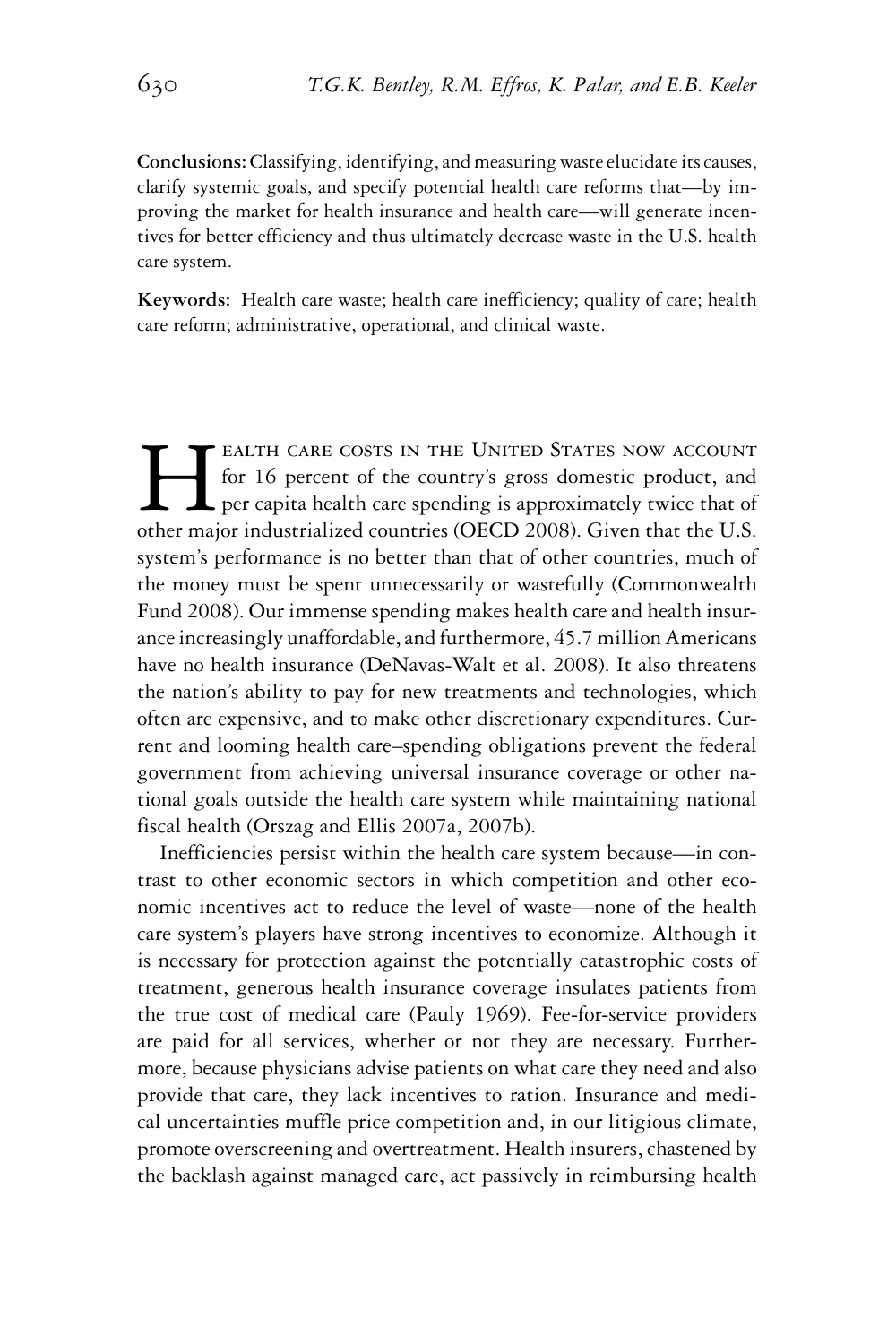**Conclusions:** Classifying, identifying, and measuring waste elucidate its causes, clarify systemic goals, and specify potential health care reforms that—by improving the market for health insurance and health care—will generate incentives for better efficiency and thus ultimately decrease waste in the U.S. health care system.

**Keywords:** Health care waste; health care inefficiency; quality of care; health care reform; administrative, operational, and clinical waste.

Health care costs in the United States now account for 16 percent of the country's gross domestic product, and per capita health care spending is approximately twice that of other major industrialized countries (OECD 2008). Given that the U.S. system's performance is no better than that of other countries, much of the money must be spent unnecessarily or wastefully (Commonwealth Fund 2008). Our immense spending makes health care and health insurance increasingly unaffordable, and furthermore, 45.7 million Americans have no health insurance (DeNavas-Walt et al. 2008). It also threatens the nation's ability to pay for new treatments and technologies, which often are expensive, and to make other discretionary expenditures. Current and looming health care–spending obligations prevent the federal government from achieving universal insurance coverage or other national goals outside the health care system while maintaining national fiscal health (Orszag and Ellis 2007a, 2007b).

Inefficiencies persist within the health care system because—in contrast to other economic sectors in which competition and other economic incentives act to reduce the level of waste—none of the health care system's players have strong incentives to economize. Although it is necessary for protection against the potentially catastrophic costs of treatment, generous health insurance coverage insulates patients from the true cost of medical care (Pauly 1969). Fee-for-service providers are paid for all services, whether or not they are necessary. Furthermore, because physicians advise patients on what care they need and also provide that care, they lack incentives to ration. Insurance and medical uncertainties muffle price competition and, in our litigious climate, promote overscreening and overtreatment. Health insurers, chastened by the backlash against managed care, act passively in reimbursing health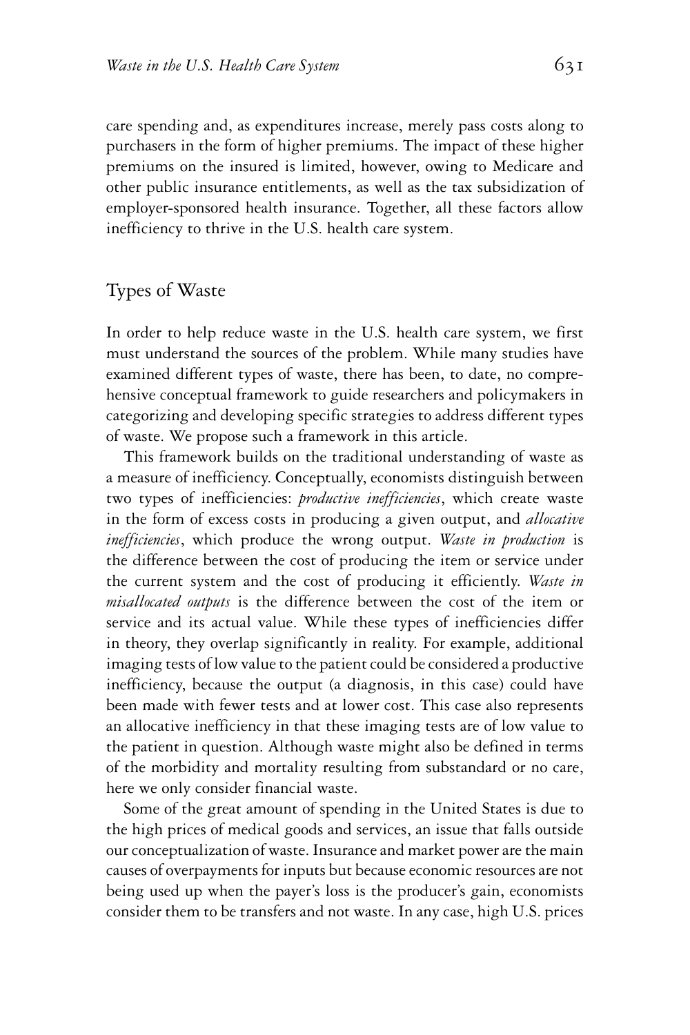care spending and, as expenditures increase, merely pass costs along to purchasers in the form of higher premiums. The impact of these higher premiums on the insured is limited, however, owing to Medicare and other public insurance entitlements, as well as the tax subsidization of employer-sponsored health insurance. Together, all these factors allow inefficiency to thrive in the U.S. health care system.

## Types of Waste

In order to help reduce waste in the U.S. health care system, we first must understand the sources of the problem. While many studies have examined different types of waste, there has been, to date, no comprehensive conceptual framework to guide researchers and policymakers in categorizing and developing specific strategies to address different types of waste. We propose such a framework in this article.

This framework builds on the traditional understanding of waste as a measure of inefficiency. Conceptually, economists distinguish between two types of inefficiencies: *productive inefficiencies*, which create waste in the form of excess costs in producing a given output, and *allocative inefficiencies*, which produce the wrong output. *Waste in production* is the difference between the cost of producing the item or service under the current system and the cost of producing it efficiently. *Waste in misallocated outputs* is the difference between the cost of the item or service and its actual value. While these types of inefficiencies differ in theory, they overlap significantly in reality. For example, additional imaging tests of low value to the patient could be considered a productive inefficiency, because the output (a diagnosis, in this case) could have been made with fewer tests and at lower cost. This case also represents an allocative inefficiency in that these imaging tests are of low value to the patient in question. Although waste might also be defined in terms of the morbidity and mortality resulting from substandard or no care, here we only consider financial waste.

Some of the great amount of spending in the United States is due to the high prices of medical goods and services, an issue that falls outside our conceptualization of waste. Insurance and market power are the main causes of overpayments for inputs but because economic resources are not being used up when the payer's loss is the producer's gain, economists consider them to be transfers and not waste. In any case, high U.S. prices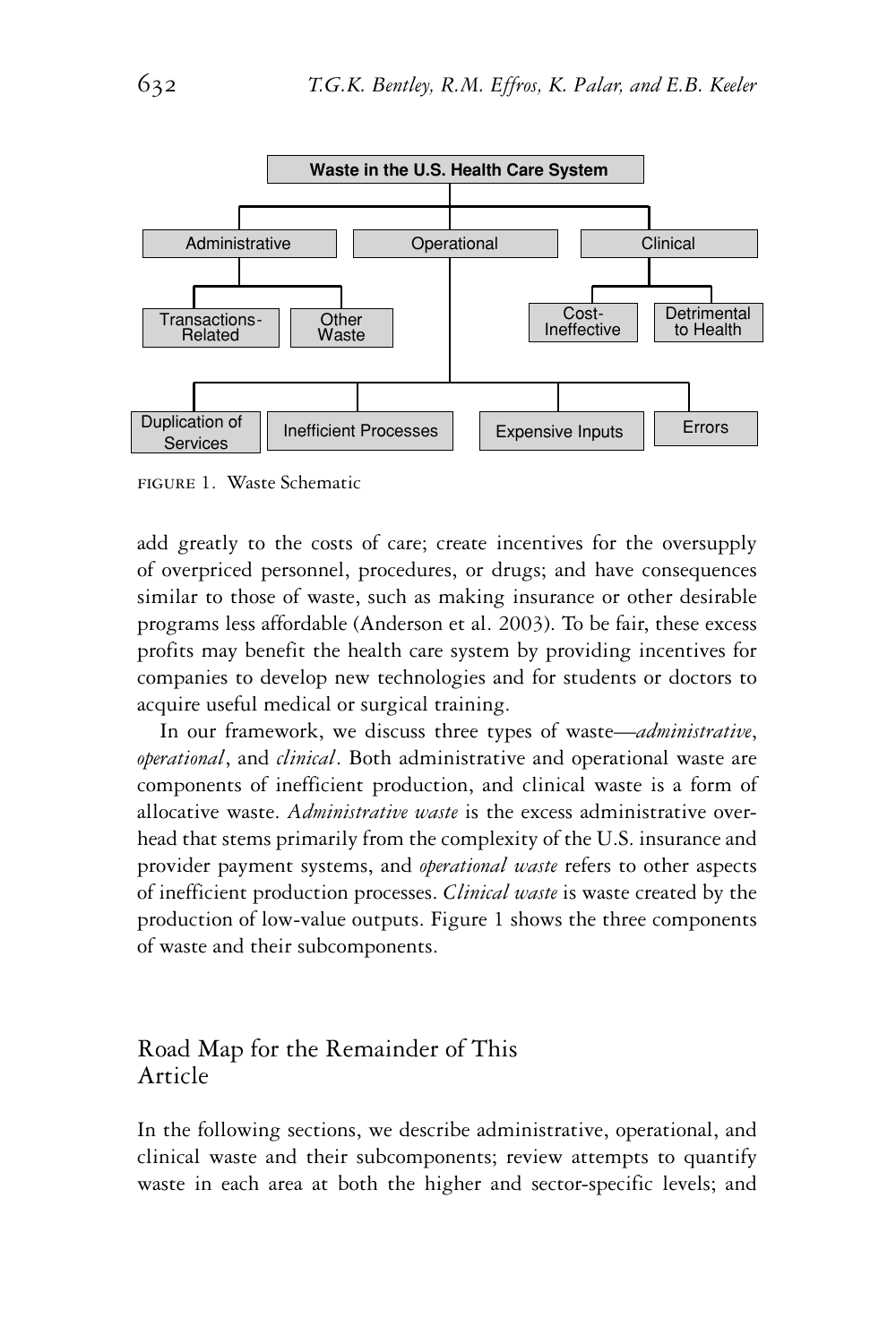FIGURE 1. Waste Schematic

add greatly to the costs of care; create incentives for the oversupply of overpriced personnel, procedures, or drugs; and have consequences similar to those of waste, such as making insurance or other desirable programs less affordable (Anderson et al. 2003). To be fair, these excess profits may benefit the health care system by providing incentives for companies to develop new technologies and for students or doctors to acquire useful medical or surgical training.

In our framework, we discuss three types of waste—*administrative*, *operational*, and *clinical*. Both administrative and operational waste are components of inefficient production, and clinical waste is a form of allocative waste. *Administrative waste* is the excess administrative overhead that stems primarily from the complexity of the U.S. insurance and provider payment systems, and *operational waste* refers to other aspects of inefficient production processes. *Clinical waste* is waste created by the production of low-value outputs. Figure 1 shows the three components of waste and their subcomponents.

## Road Map for the Remainder of This Article

In the following sections, we describe administrative, operational, and clinical waste and their subcomponents; review attempts to quantify waste in each area at both the higher and sector-specific levels; and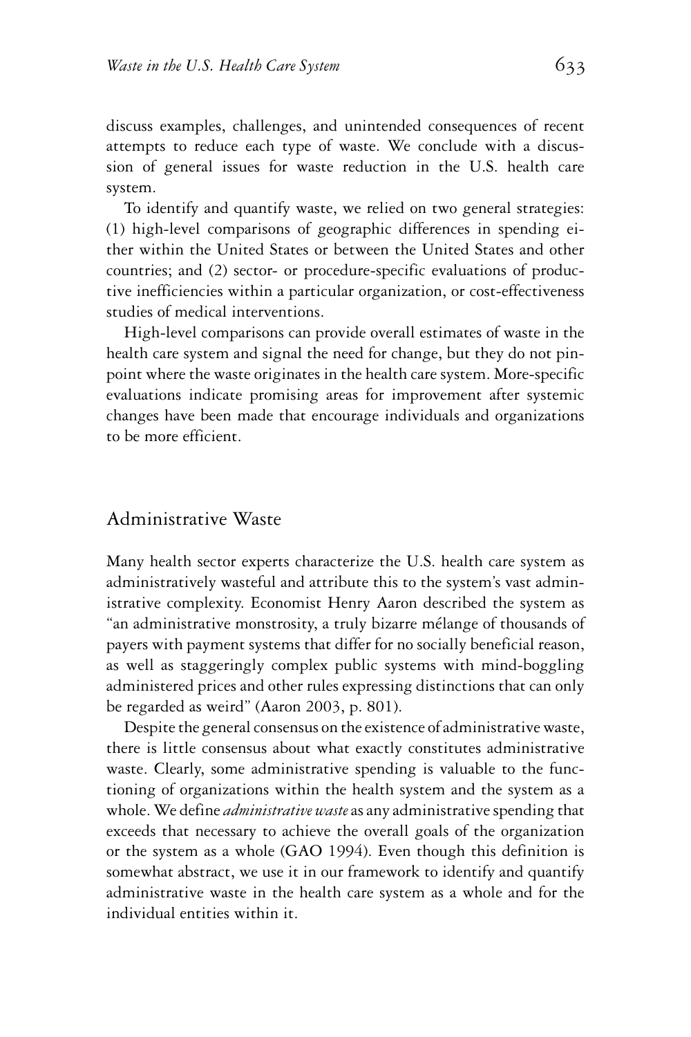discuss examples, challenges, and unintended consequences of recent attempts to reduce each type of waste. We conclude with a discussion of general issues for waste reduction in the U.S. health care system.

To identify and quantify waste, we relied on two general strategies: (1) high-level comparisons of geographic differences in spending either within the United States or between the United States and other countries; and (2) sector- or procedure-specific evaluations of productive inefficiencies within a particular organization, or cost-effectiveness studies of medical interventions.

High-level comparisons can provide overall estimates of waste in the health care system and signal the need for change, but they do not pinpoint where the waste originates in the health care system. More-specific evaluations indicate promising areas for improvement after systemic changes have been made that encourage individuals and organizations to be more efficient.

## Administrative Waste

Many health sector experts characterize the U.S. health care system as administratively wasteful and attribute this to the system's vast administrative complexity. Economist Henry Aaron described the system as "an administrative monstrosity, a truly bizarre mélange of thousands of payers with payment systems that differ for no socially beneficial reason, as well as staggeringly complex public systems with mind-boggling administered prices and other rules expressing distinctions that can only be regarded as weird" (Aaron 2003, p. 801).

Despite the general consensus on the existence of administrative waste, there is little consensus about what exactly constitutes administrative waste. Clearly, some administrative spending is valuable to the functioning of organizations within the health system and the system as a whole. We define *administrative waste* as any administrative spending that exceeds that necessary to achieve the overall goals of the organization or the system as a whole (GAO 1994). Even though this definition is somewhat abstract, we use it in our framework to identify and quantify administrative waste in the health care system as a whole and for the individual entities within it.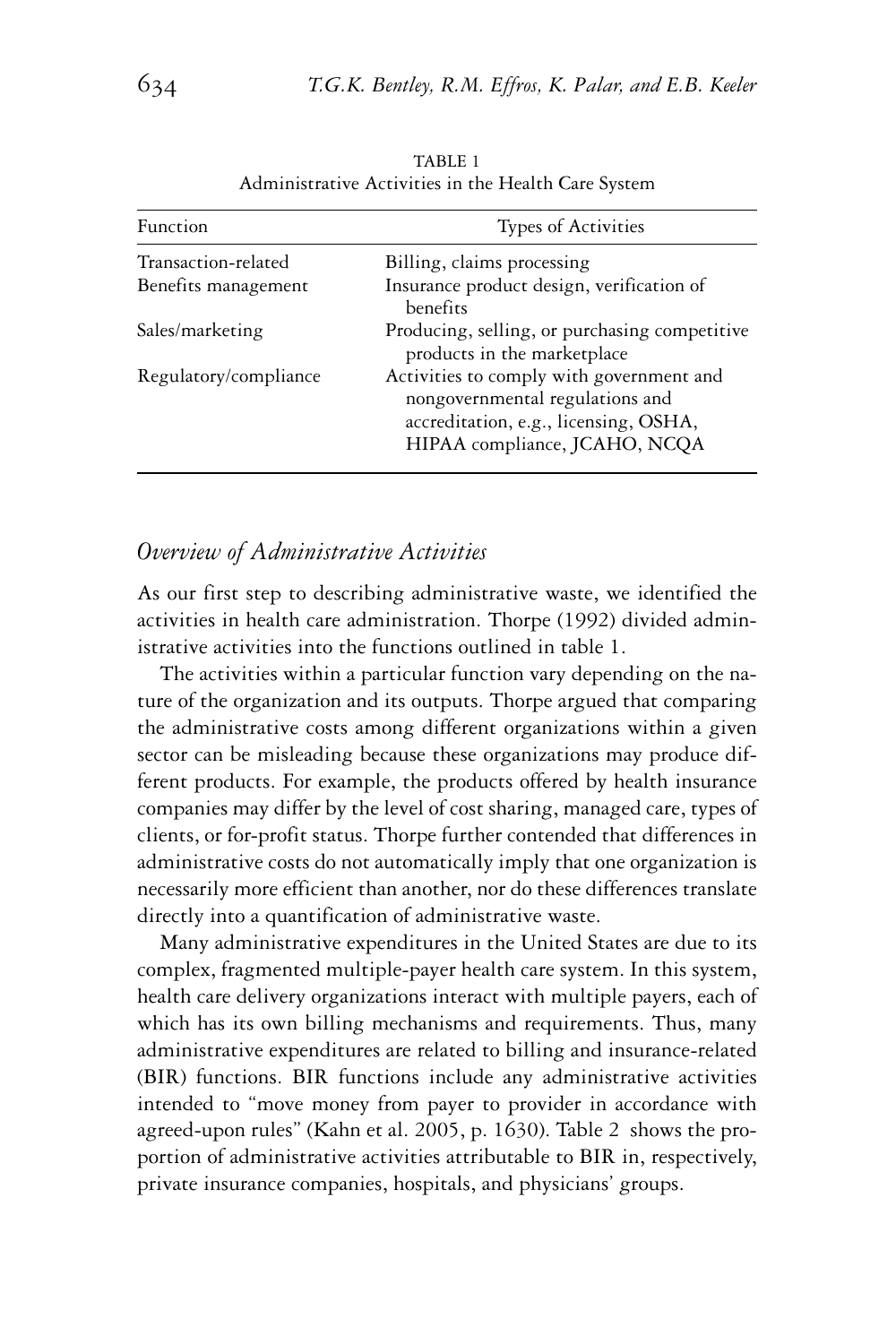TABLE 1
Administrative Activities in the Health Care System

| Function | Types of Activities |
|---|---|
| Transaction-related | Billing, claims processing |
| Benefits management | Insurance product design, verification of benefits |
| Sales/marketing | Producing, selling, or purchasing competitive products in the marketplace |
| Regulatory/compliance | Activities to comply with government and nongovernmental regulations and accreditation, e.g., licensing, OSHA, HIPAA compliance, JCAHO, NCQA |

### *Overview of Administrative Activities*

As our first step to describing administrative waste, we identified the activities in health care administration. Thorpe (1992) divided administrative activities into the functions outlined in table 1.

The activities within a particular function vary depending on the nature of the organization and its outputs. Thorpe argued that comparing the administrative costs among different organizations within a given sector can be misleading because these organizations may produce different products. For example, the products offered by health insurance companies may differ by the level of cost sharing, managed care, types of clients, or for-profit status. Thorpe further contended that differences in administrative costs do not automatically imply that one organization is necessarily more efficient than another, nor do these differences translate directly into a quantification of administrative waste.

Many administrative expenditures in the United States are due to its complex, fragmented multiple-payer health care system. In this system, health care delivery organizations interact with multiple payers, each of which has its own billing mechanisms and requirements. Thus, many administrative expenditures are related to billing and insurance-related (BIR) functions. BIR functions include any administrative activities intended to "move money from payer to provider in accordance with agreed-upon rules" (Kahn et al. 2005, p. 1630). Table 2 shows the proportion of administrative activities attributable to BIR in, respectively, private insurance companies, hospitals, and physicians' groups.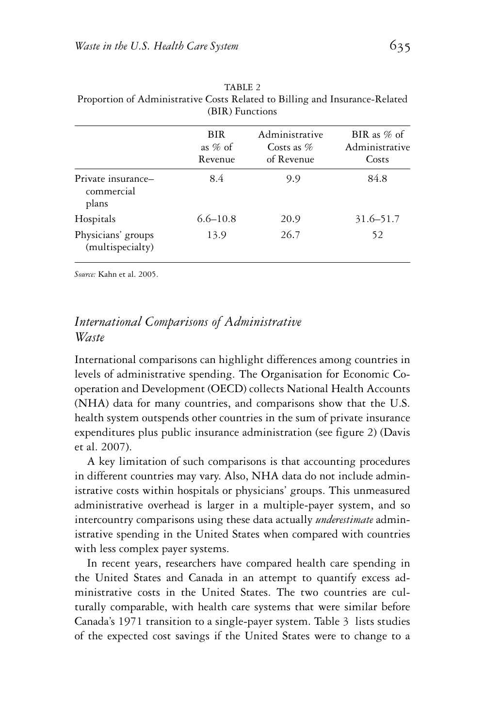TABLE 2
Proportion of Administrative Costs Related to Billing and Insurance-Related (BIR) Functions

| | BIR as % of Revenue | Administrative Costs as % of Revenue | BIR as % of Administrative Costs |
|---|---|---|---|
| Private insurance–commercial plans | 8.4 | 9.9 | 84.8 |
| Hospitals | 6.6–10.8 | 20.9 | 31.6–51.7 |
| Physicians' groups (multispecialty) | 13.9 | 26.7 | 52 |

*Source:* Kahn et al. 2005.

## *International Comparisons of Administrative Waste*

International comparisons can highlight differences among countries in levels of administrative spending. The Organisation for Economic Co-operation and Development (OECD) collects National Health Accounts (NHA) data for many countries, and comparisons show that the U.S. health system outspends other countries in the sum of private insurance expenditures plus public insurance administration (see figure 2) (Davis et al. 2007).

A key limitation of such comparisons is that accounting procedures in different countries may vary. Also, NHA data do not include administrative costs within hospitals or physicians' groups. This unmeasured administrative overhead is larger in a multiple-payer system, and so intercountry comparisons using these data actually *underestimate* administrative spending in the United States when compared with countries with less complex payer systems.

In recent years, researchers have compared health care spending in the United States and Canada in an attempt to quantify excess administrative costs in the United States. The two countries are culturally comparable, with health care systems that were similar before Canada's 1971 transition to a single-payer system. Table 3 lists studies of the expected cost savings if the United States were to change to a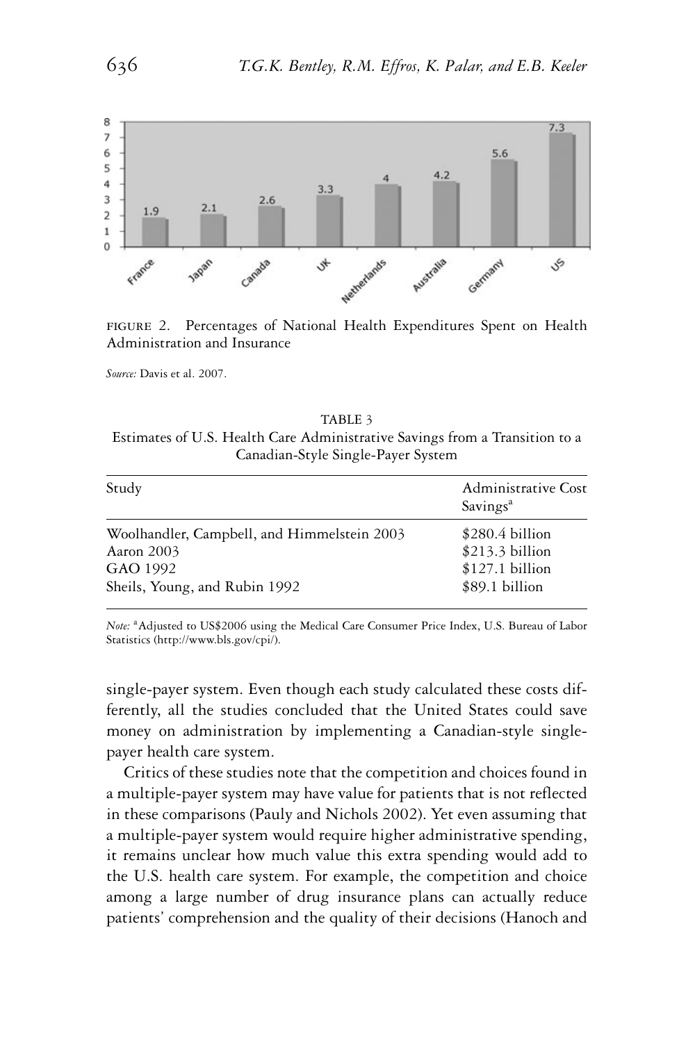FIGURE 2. Percentages of National Health Expenditures Spent on Health Administration and Insurance

*Source:* Davis et al. 2007.

TABLE 3
Estimates of U.S. Health Care Administrative Savings from a Transition to a Canadian-Style Single-Payer System

| Study | Administrative Cost Savings[a] |
| --- | --- |
| Woolhandler, Campbell, and Himmelstein 2003 | $280.4 billion |
| Aaron 2003 | $213.3 billion |
| GAO 1992 | $127.1 billion |
| Sheils, Young, and Rubin 1992 | $89.1 billion |

*Note:* [a]Adjusted to US$2006 using the Medical Care Consumer Price Index, U.S. Bureau of Labor Statistics (http://www.bls.gov/cpi/).

single-payer system. Even though each study calculated these costs differently, all the studies concluded that the United States could save money on administration by implementing a Canadian-style single-payer health care system.

Critics of these studies note that the competition and choices found in a multiple-payer system may have value for patients that is not reflected in these comparisons (Pauly and Nichols 2002). Yet even assuming that a multiple-payer system would require higher administrative spending, it remains unclear how much value this extra spending would add to the U.S. health care system. For example, the competition and choice among a large number of drug insurance plans can actually reduce patients' comprehension and the quality of their decisions (Hanoch and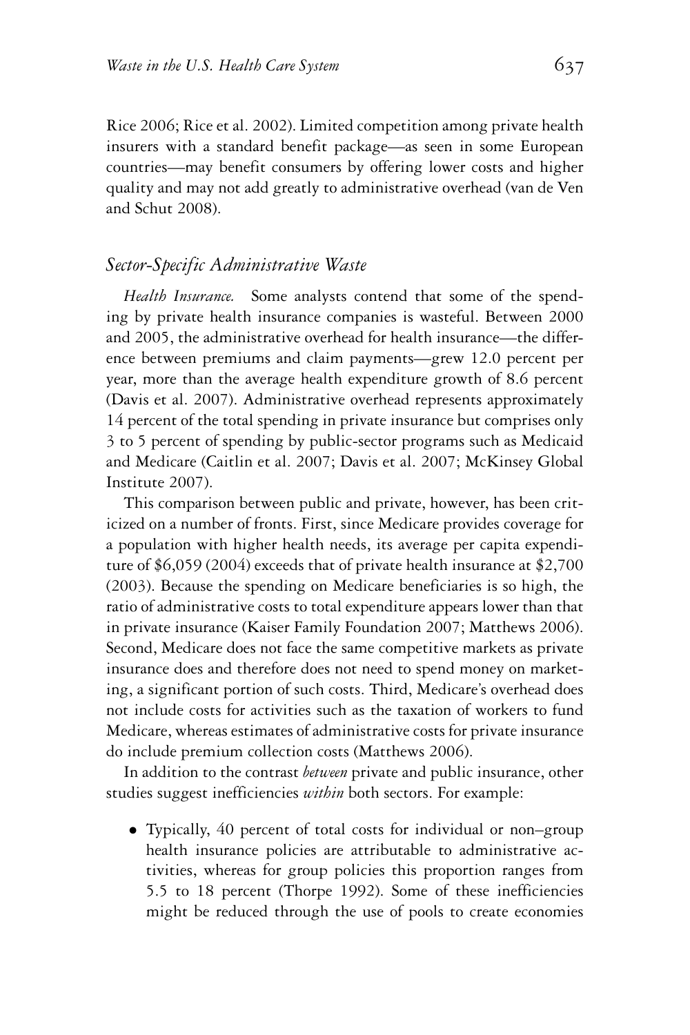Rice 2006; Rice et al. 2002). Limited competition among private health insurers with a standard benefit package—as seen in some European countries—may benefit consumers by offering lower costs and higher quality and may not add greatly to administrative overhead (van de Ven and Schut 2008).

### *Sector-Specific Administrative Waste*

*Health Insurance.* Some analysts contend that some of the spending by private health insurance companies is wasteful. Between 2000 and 2005, the administrative overhead for health insurance—the difference between premiums and claim payments—grew 12.0 percent per year, more than the average health expenditure growth of 8.6 percent (Davis et al. 2007). Administrative overhead represents approximately 14 percent of the total spending in private insurance but comprises only 3 to 5 percent of spending by public-sector programs such as Medicaid and Medicare (Caitlin et al. 2007; Davis et al. 2007; McKinsey Global Institute 2007).

This comparison between public and private, however, has been criticized on a number of fronts. First, since Medicare provides coverage for a population with higher health needs, its average per capita expenditure of $6,059 (2004) exceeds that of private health insurance at $2,700 (2003). Because the spending on Medicare beneficiaries is so high, the ratio of administrative costs to total expenditure appears lower than that in private insurance (Kaiser Family Foundation 2007; Matthews 2006). Second, Medicare does not face the same competitive markets as private insurance does and therefore does not need to spend money on marketing, a significant portion of such costs. Third, Medicare's overhead does not include costs for activities such as the taxation of workers to fund Medicare, whereas estimates of administrative costs for private insurance do include premium collection costs (Matthews 2006).

In addition to the contrast *between* private and public insurance, other studies suggest inefficiencies *within* both sectors. For example:

- Typically, 40 percent of total costs for individual or non–group health insurance policies are attributable to administrative activities, whereas for group policies this proportion ranges from 5.5 to 18 percent (Thorpe 1992). Some of these inefficiencies might be reduced through the use of pools to create economies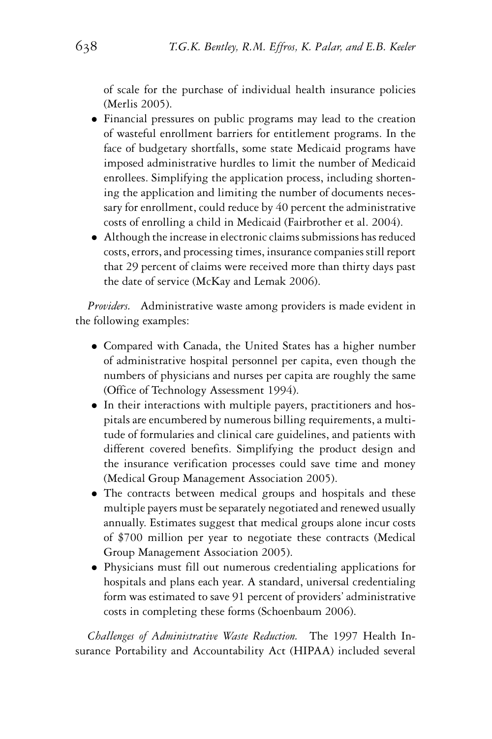of scale for the purchase of individual health insurance policies (Merlis 2005).

- Financial pressures on public programs may lead to the creation of wasteful enrollment barriers for entitlement programs. In the face of budgetary shortfalls, some state Medicaid programs have imposed administrative hurdles to limit the number of Medicaid enrollees. Simplifying the application process, including shortening the application and limiting the number of documents necessary for enrollment, could reduce by 40 percent the administrative costs of enrolling a child in Medicaid (Fairbrother et al. 2004).
- Although the increase in electronic claims submissions has reduced costs, errors, and processing times, insurance companies still report that 29 percent of claims were received more than thirty days past the date of service (McKay and Lemak 2006).

*Providers.* Administrative waste among providers is made evident in the following examples:

- Compared with Canada, the United States has a higher number of administrative hospital personnel per capita, even though the numbers of physicians and nurses per capita are roughly the same (Office of Technology Assessment 1994).
- In their interactions with multiple payers, practitioners and hospitals are encumbered by numerous billing requirements, a multitude of formularies and clinical care guidelines, and patients with different covered benefits. Simplifying the product design and the insurance verification processes could save time and money (Medical Group Management Association 2005).
- The contracts between medical groups and hospitals and these multiple payers must be separately negotiated and renewed usually annually. Estimates suggest that medical groups alone incur costs of \$700 million per year to negotiate these contracts (Medical Group Management Association 2005).
- Physicians must fill out numerous credentialing applications for hospitals and plans each year. A standard, universal credentialing form was estimated to save 91 percent of providers' administrative costs in completing these forms (Schoenbaum 2006).

*Challenges of Administrative Waste Reduction.* The 1997 Health Insurance Portability and Accountability Act (HIPAA) included several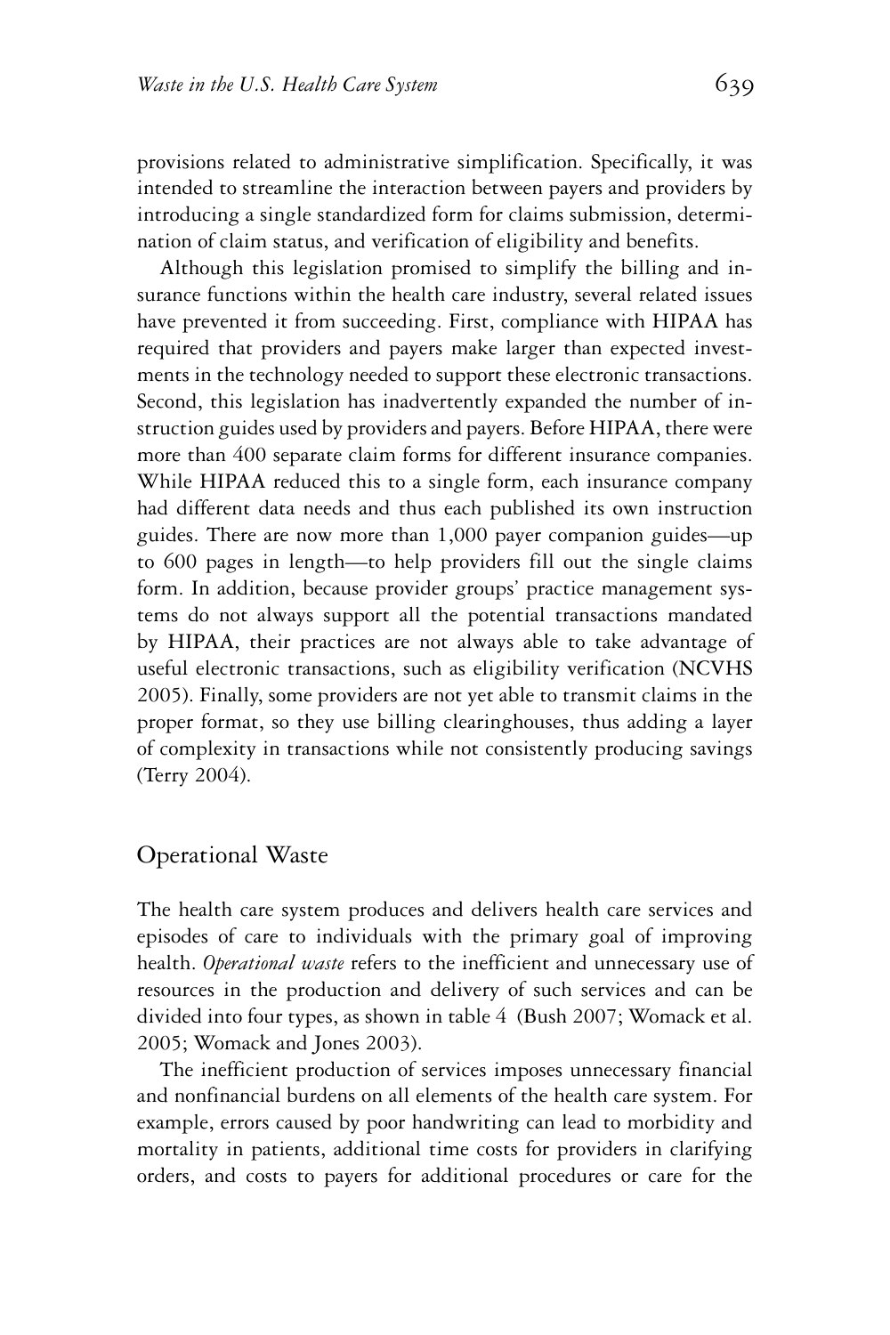provisions related to administrative simplification. Specifically, it was intended to streamline the interaction between payers and providers by introducing a single standardized form for claims submission, determination of claim status, and verification of eligibility and benefits.

Although this legislation promised to simplify the billing and insurance functions within the health care industry, several related issues have prevented it from succeeding. First, compliance with HIPAA has required that providers and payers make larger than expected investments in the technology needed to support these electronic transactions. Second, this legislation has inadvertently expanded the number of instruction guides used by providers and payers. Before HIPAA, there were more than 400 separate claim forms for different insurance companies. While HIPAA reduced this to a single form, each insurance company had different data needs and thus each published its own instruction guides. There are now more than 1,000 payer companion guides—up to 600 pages in length—to help providers fill out the single claims form. In addition, because provider groups' practice management systems do not always support all the potential transactions mandated by HIPAA, their practices are not always able to take advantage of useful electronic transactions, such as eligibility verification (NCVHS 2005). Finally, some providers are not yet able to transmit claims in the proper format, so they use billing clearinghouses, thus adding a layer of complexity in transactions while not consistently producing savings (Terry 2004).

## Operational Waste

The health care system produces and delivers health care services and episodes of care to individuals with the primary goal of improving health. *Operational waste* refers to the inefficient and unnecessary use of resources in the production and delivery of such services and can be divided into four types, as shown in table 4 (Bush 2007; Womack et al. 2005; Womack and Jones 2003).

The inefficient production of services imposes unnecessary financial and nonfinancial burdens on all elements of the health care system. For example, errors caused by poor handwriting can lead to morbidity and mortality in patients, additional time costs for providers in clarifying orders, and costs to payers for additional procedures or care for the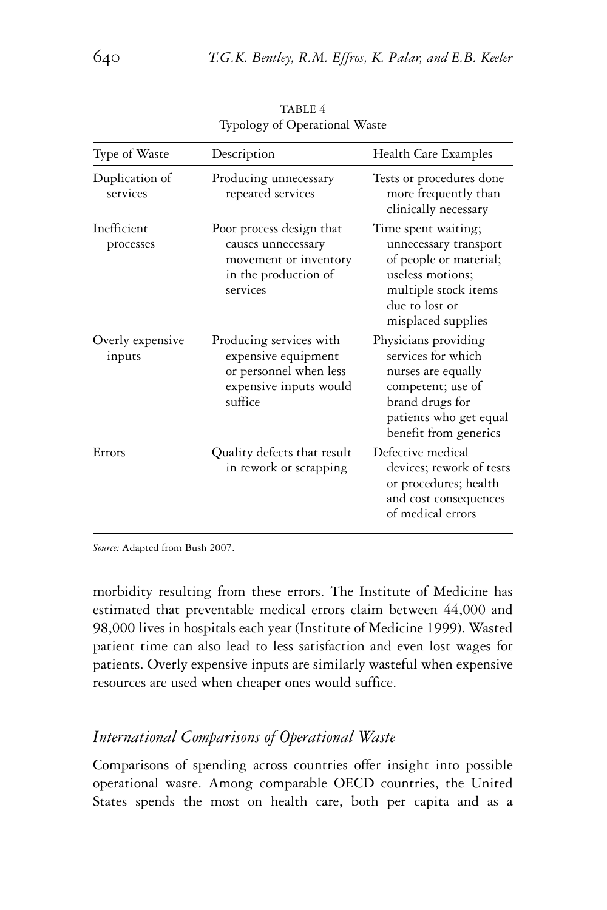TABLE 4
Typology of Operational Waste

| Type of Waste | Description | Health Care Examples |
|---|---|---|
| Duplication of services | Producing unnecessary repeated services | Tests or procedures done more frequently than clinically necessary |
| Inefficient processes | Poor process design that causes unnecessary movement or inventory in the production of services | Time spent waiting; unnecessary transport of people or material; useless motions; multiple stock items due to lost or misplaced supplies |
| Overly expensive inputs | Producing services with expensive equipment or personnel when less expensive inputs would suffice | Physicians providing services for which nurses are equally competent; use of brand drugs for patients who get equal benefit from generics |
| Errors | Quality defects that result in rework or scrapping | Defective medical devices; rework of tests or procedures; health and cost consequences of medical errors |

*Source:* Adapted from Bush 2007.

morbidity resulting from these errors. The Institute of Medicine has estimated that preventable medical errors claim between 44,000 and 98,000 lives in hospitals each year (Institute of Medicine 1999). Wasted patient time can also lead to less satisfaction and even lost wages for patients. Overly expensive inputs are similarly wasteful when expensive resources are used when cheaper ones would suffice.

## *International Comparisons of Operational Waste*

Comparisons of spending across countries offer insight into possible operational waste. Among comparable OECD countries, the United States spends the most on health care, both per capita and as a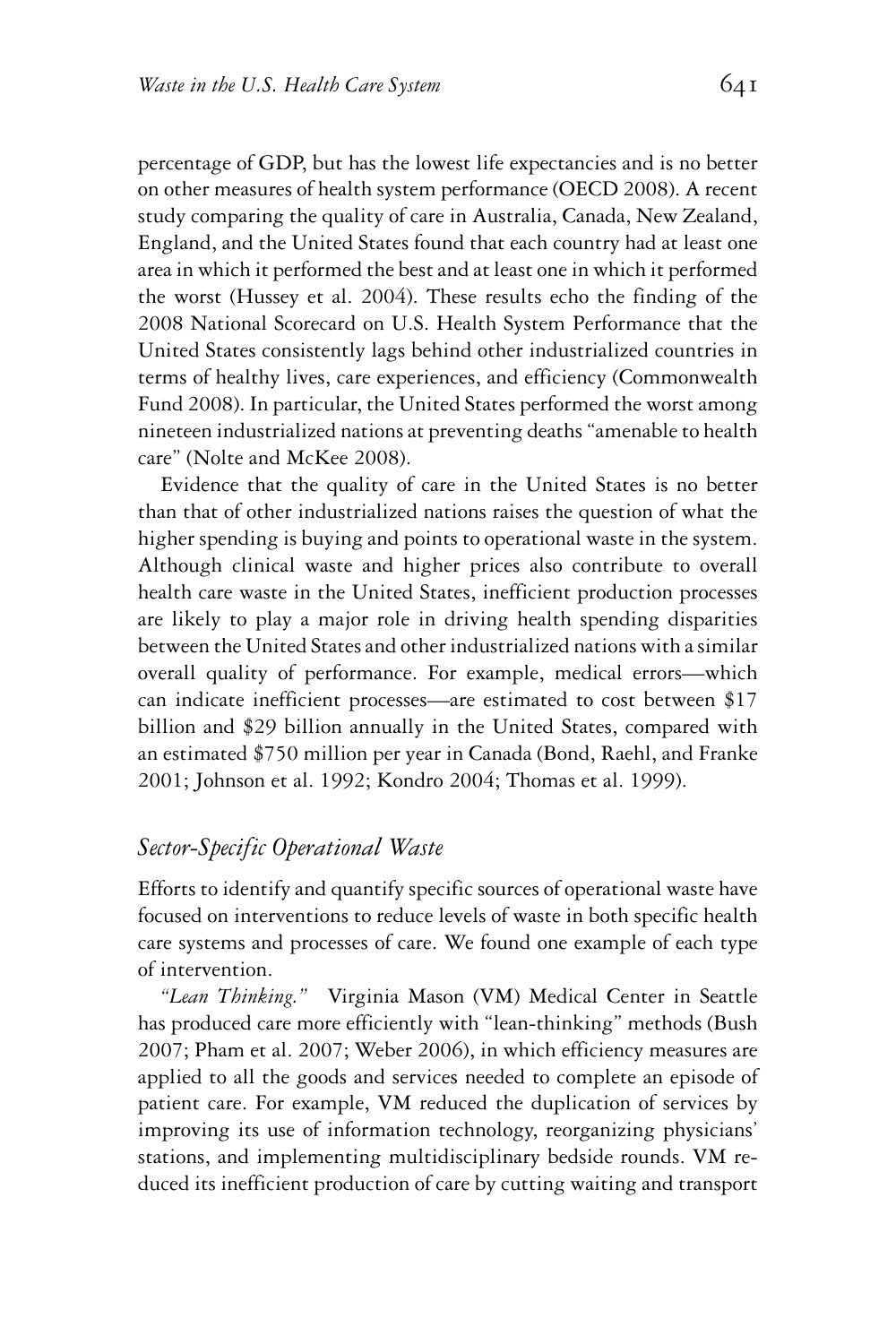percentage of GDP, but has the lowest life expectancies and is no better on other measures of health system performance (OECD 2008). A recent study comparing the quality of care in Australia, Canada, New Zealand, England, and the United States found that each country had at least one area in which it performed the best and at least one in which it performed the worst (Hussey et al. 2004). These results echo the finding of the 2008 National Scorecard on U.S. Health System Performance that the United States consistently lags behind other industrialized countries in terms of healthy lives, care experiences, and efficiency (Commonwealth Fund 2008). In particular, the United States performed the worst among nineteen industrialized nations at preventing deaths "amenable to health care" (Nolte and McKee 2008).

Evidence that the quality of care in the United States is no better than that of other industrialized nations raises the question of what the higher spending is buying and points to operational waste in the system. Although clinical waste and higher prices also contribute to overall health care waste in the United States, inefficient production processes are likely to play a major role in driving health spending disparities between the United States and other industrialized nations with a similar overall quality of performance. For example, medical errors—which can indicate inefficient processes—are estimated to cost between $17 billion and $29 billion annually in the United States, compared with an estimated $750 million per year in Canada (Bond, Raehl, and Franke 2001; Johnson et al. 1992; Kondro 2004; Thomas et al. 1999).

## *Sector-Specific Operational Waste*

Efforts to identify and quantify specific sources of operational waste have focused on interventions to reduce levels of waste in both specific health care systems and processes of care. We found one example of each type of intervention.

*"Lean Thinking."* Virginia Mason (VM) Medical Center in Seattle has produced care more efficiently with "lean-thinking" methods (Bush 2007; Pham et al. 2007; Weber 2006), in which efficiency measures are applied to all the goods and services needed to complete an episode of patient care. For example, VM reduced the duplication of services by improving its use of information technology, reorganizing physicians' stations, and implementing multidisciplinary bedside rounds. VM reduced its inefficient production of care by cutting waiting and transport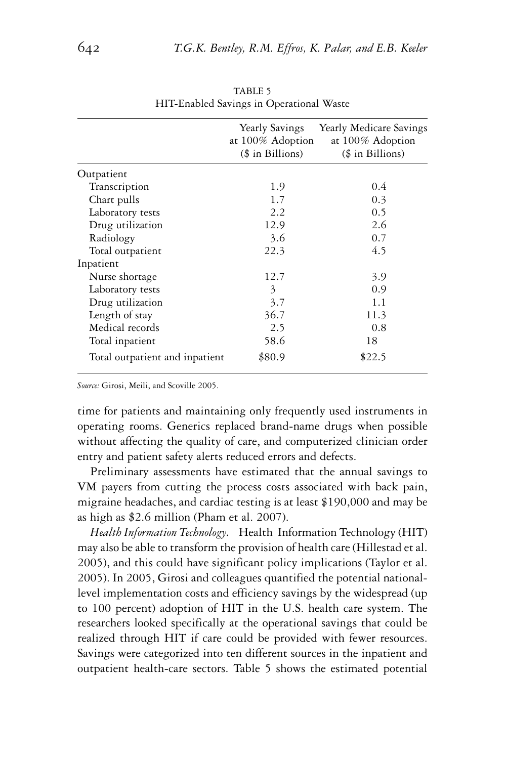TABLE 5
HIT-Enabled Savings in Operational Waste

| | Yearly Savings at 100% Adoption ($ in Billions) | Yearly Medicare Savings at 100% Adoption ($ in Billions) |
|---|---|---|
| Outpatient | | |
| Transcription | 1.9 | 0.4 |
| Chart pulls | 1.7 | 0.3 |
| Laboratory tests | 2.2 | 0.5 |
| Drug utilization | 12.9 | 2.6 |
| Radiology | 3.6 | 0.7 |
| Total outpatient | 22.3 | 4.5 |
| Inpatient | | |
| Nurse shortage | 12.7 | 3.9 |
| Laboratory tests | 3 | 0.9 |
| Drug utilization | 3.7 | 1.1 |
| Length of stay | 36.7 | 11.3 |
| Medical records | 2.5 | 0.8 |
| Total inpatient | 58.6 | 18 |
| Total outpatient and inpatient | $80.9 | $22.5 |

*Source:* Girosi, Meili, and Scoville 2005.

time for patients and maintaining only frequently used instruments in operating rooms. Generics replaced brand-name drugs when possible without affecting the quality of care, and computerized clinician order entry and patient safety alerts reduced errors and defects.

Preliminary assessments have estimated that the annual savings to VM payers from cutting the process costs associated with back pain, migraine headaches, and cardiac testing is at least $190,000 and may be as high as $2.6 million (Pham et al. 2007).

*Health Information Technology.* Health Information Technology (HIT) may also be able to transform the provision of health care (Hillestad et al. 2005), and this could have significant policy implications (Taylor et al. 2005). In 2005, Girosi and colleagues quantified the potential national-level implementation costs and efficiency savings by the widespread (up to 100 percent) adoption of HIT in the U.S. health care system. The researchers looked specifically at the operational savings that could be realized through HIT if care could be provided with fewer resources. Savings were categorized into ten different sources in the inpatient and outpatient health-care sectors. Table 5 shows the estimated potential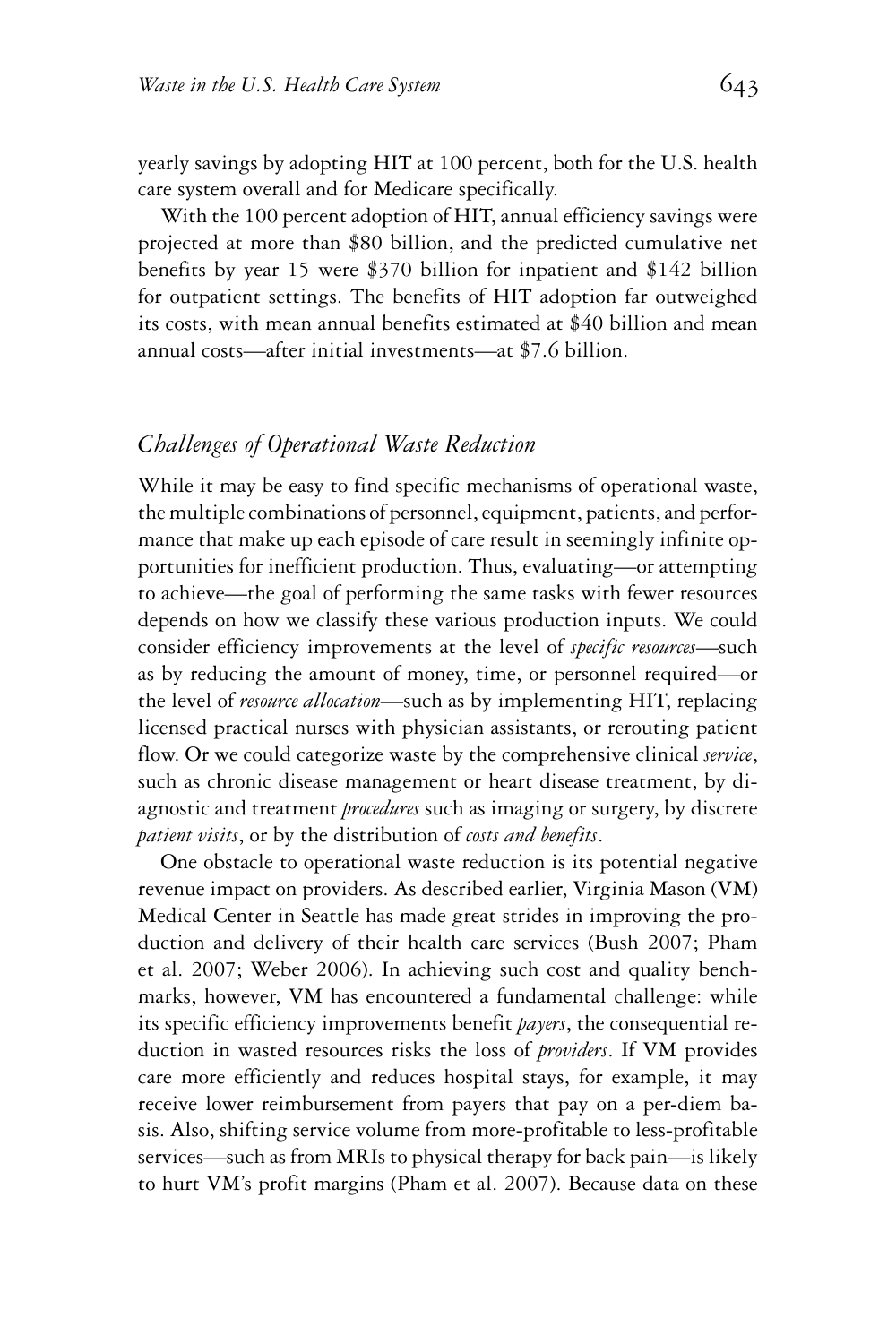yearly savings by adopting HIT at 100 percent, both for the U.S. health care system overall and for Medicare specifically.

With the 100 percent adoption of HIT, annual efficiency savings were projected at more than $80 billion, and the predicted cumulative net benefits by year 15 were $370 billion for inpatient and $142 billion for outpatient settings. The benefits of HIT adoption far outweighed its costs, with mean annual benefits estimated at $40 billion and mean annual costs—after initial investments—at $7.6 billion.

## *Challenges of Operational Waste Reduction*

While it may be easy to find specific mechanisms of operational waste, the multiple combinations of personnel, equipment, patients, and performance that make up each episode of care result in seemingly infinite opportunities for inefficient production. Thus, evaluating—or attempting to achieve—the goal of performing the same tasks with fewer resources depends on how we classify these various production inputs. We could consider efficiency improvements at the level of *specific resources*—such as by reducing the amount of money, time, or personnel required—or the level of *resource allocation*—such as by implementing HIT, replacing licensed practical nurses with physician assistants, or rerouting patient flow. Or we could categorize waste by the comprehensive clinical *service*, such as chronic disease management or heart disease treatment, by diagnostic and treatment *procedures* such as imaging or surgery, by discrete *patient visits*, or by the distribution of *costs and benefits*.

One obstacle to operational waste reduction is its potential negative revenue impact on providers. As described earlier, Virginia Mason (VM) Medical Center in Seattle has made great strides in improving the production and delivery of their health care services (Bush 2007; Pham et al. 2007; Weber 2006). In achieving such cost and quality benchmarks, however, VM has encountered a fundamental challenge: while its specific efficiency improvements benefit *payers*, the consequential reduction in wasted resources risks the loss of *providers*. If VM provides care more efficiently and reduces hospital stays, for example, it may receive lower reimbursement from payers that pay on a per-diem basis. Also, shifting service volume from more-profitable to less-profitable services—such as from MRIs to physical therapy for back pain—is likely to hurt VM's profit margins (Pham et al. 2007). Because data on these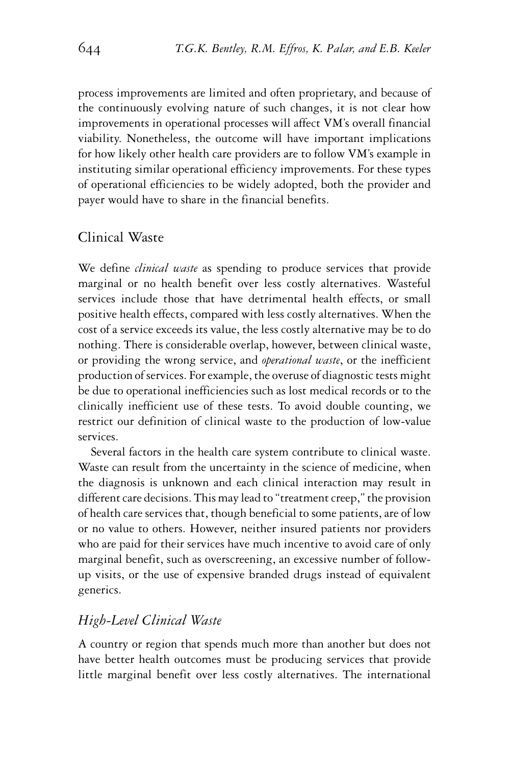process improvements are limited and often proprietary, and because of the continuously evolving nature of such changes, it is not clear how improvements in operational processes will affect VM's overall financial viability. Nonetheless, the outcome will have important implications for how likely other health care providers are to follow VM's example in instituting similar operational efficiency improvements. For these types of operational efficiencies to be widely adopted, both the provider and payer would have to share in the financial benefits.

## Clinical Waste

We define *clinical waste* as spending to produce services that provide marginal or no health benefit over less costly alternatives. Wasteful services include those that have detrimental health effects, or small positive health effects, compared with less costly alternatives. When the cost of a service exceeds its value, the less costly alternative may be to do nothing. There is considerable overlap, however, between clinical waste, or providing the wrong service, and *operational waste*, or the inefficient production of services. For example, the overuse of diagnostic tests might be due to operational inefficiencies such as lost medical records or to the clinically inefficient use of these tests. To avoid double counting, we restrict our definition of clinical waste to the production of low-value services.

Several factors in the health care system contribute to clinical waste. Waste can result from the uncertainty in the science of medicine, when the diagnosis is unknown and each clinical interaction may result in different care decisions. This may lead to "treatment creep," the provision of health care services that, though beneficial to some patients, are of low or no value to others. However, neither insured patients nor providers who are paid for their services have much incentive to avoid care of only marginal benefit, such as overscreening, an excessive number of follow-up visits, or the use of expensive branded drugs instead of equivalent generics.

### *High-Level Clinical Waste*

A country or region that spends much more than another but does not have better health outcomes must be producing services that provide little marginal benefit over less costly alternatives. The international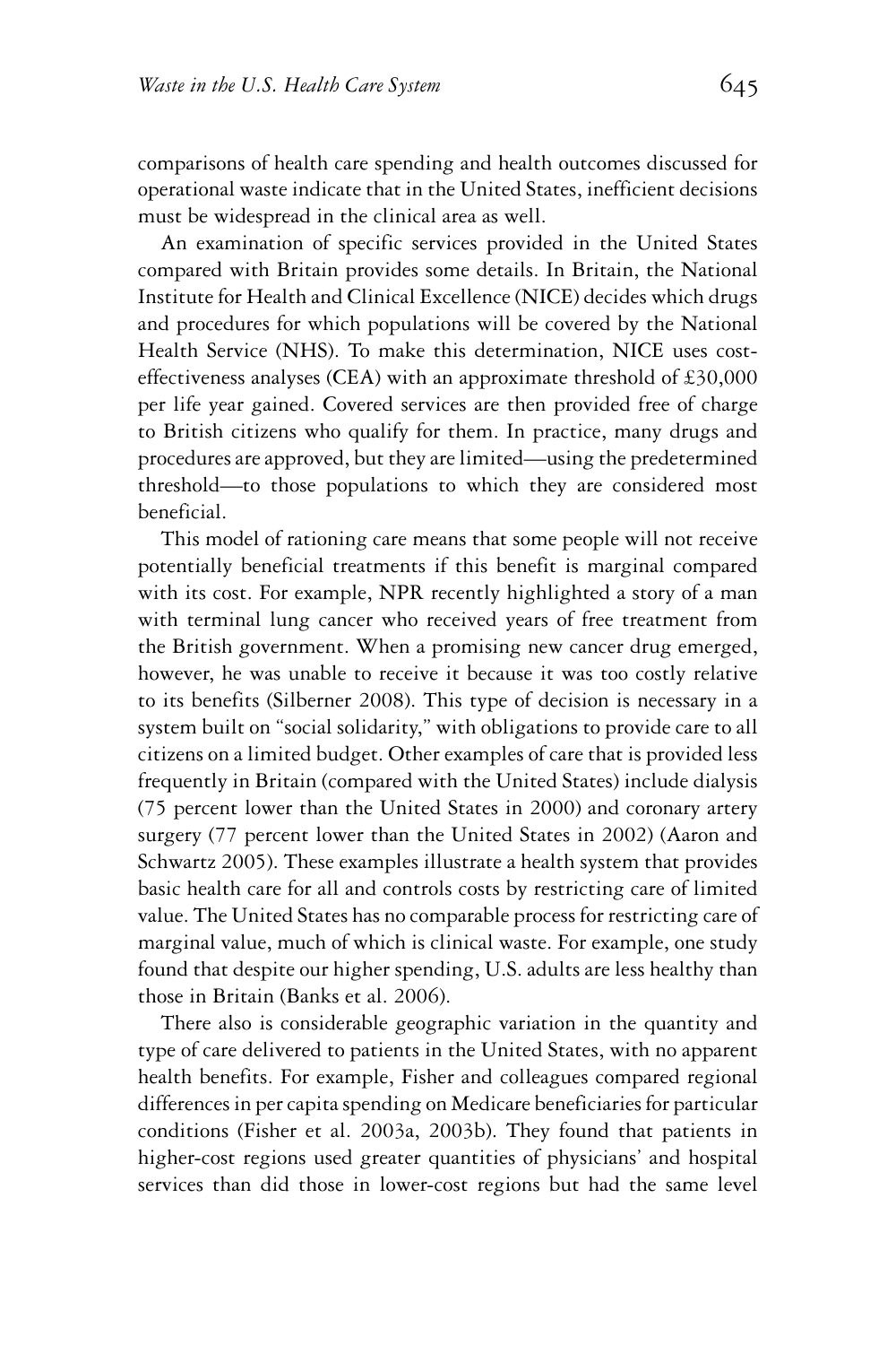comparisons of health care spending and health outcomes discussed for operational waste indicate that in the United States, inefficient decisions must be widespread in the clinical area as well.

An examination of specific services provided in the United States compared with Britain provides some details. In Britain, the National Institute for Health and Clinical Excellence (NICE) decides which drugs and procedures for which populations will be covered by the National Health Service (NHS). To make this determination, NICE uses cost-effectiveness analyses (CEA) with an approximate threshold of £30,000 per life year gained. Covered services are then provided free of charge to British citizens who qualify for them. In practice, many drugs and procedures are approved, but they are limited—using the predetermined threshold—to those populations to which they are considered most beneficial.

This model of rationing care means that some people will not receive potentially beneficial treatments if this benefit is marginal compared with its cost. For example, NPR recently highlighted a story of a man with terminal lung cancer who received years of free treatment from the British government. When a promising new cancer drug emerged, however, he was unable to receive it because it was too costly relative to its benefits (Silberner 2008). This type of decision is necessary in a system built on "social solidarity," with obligations to provide care to all citizens on a limited budget. Other examples of care that is provided less frequently in Britain (compared with the United States) include dialysis (75 percent lower than the United States in 2000) and coronary artery surgery (77 percent lower than the United States in 2002) (Aaron and Schwartz 2005). These examples illustrate a health system that provides basic health care for all and controls costs by restricting care of limited value. The United States has no comparable process for restricting care of marginal value, much of which is clinical waste. For example, one study found that despite our higher spending, U.S. adults are less healthy than those in Britain (Banks et al. 2006).

There also is considerable geographic variation in the quantity and type of care delivered to patients in the United States, with no apparent health benefits. For example, Fisher and colleagues compared regional differences in per capita spending on Medicare beneficiaries for particular conditions (Fisher et al. 2003a, 2003b). They found that patients in higher-cost regions used greater quantities of physicians' and hospital services than did those in lower-cost regions but had the same level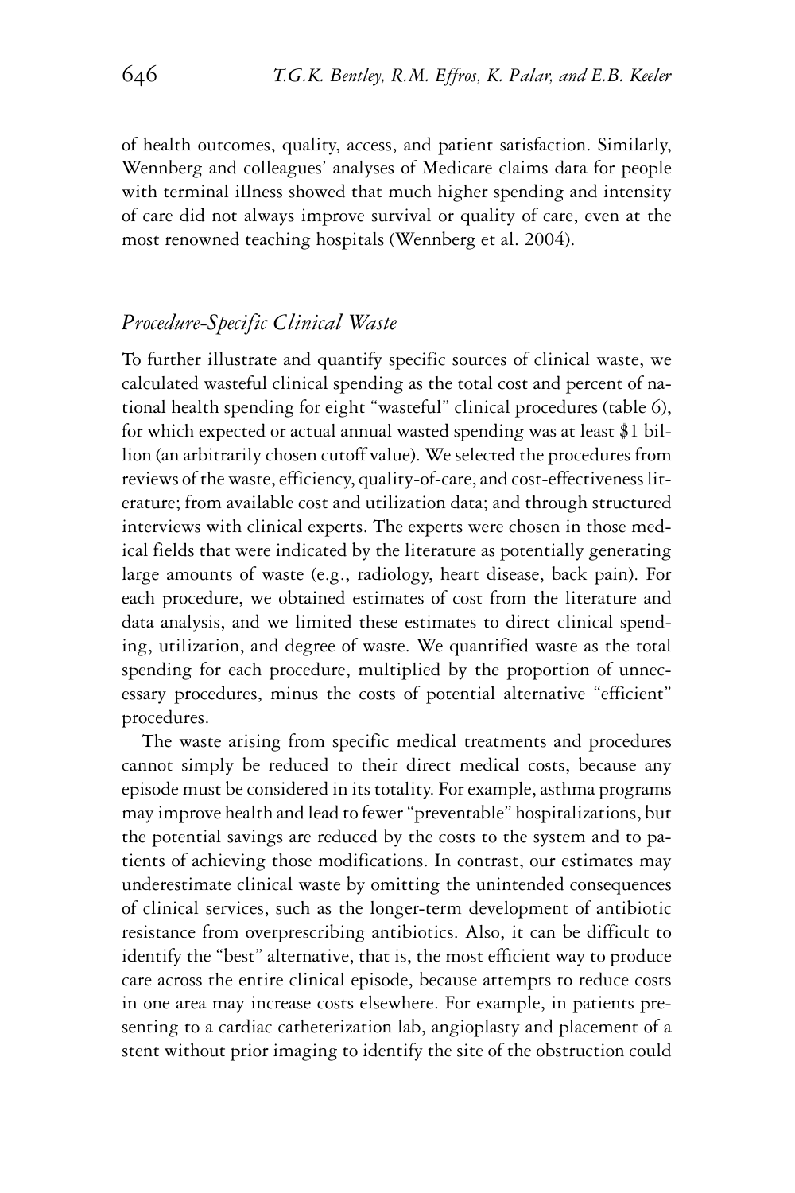of health outcomes, quality, access, and patient satisfaction. Similarly, Wennberg and colleagues' analyses of Medicare claims data for people with terminal illness showed that much higher spending and intensity of care did not always improve survival or quality of care, even at the most renowned teaching hospitals (Wennberg et al. 2004).

### *Procedure-Specific Clinical Waste*

To further illustrate and quantify specific sources of clinical waste, we calculated wasteful clinical spending as the total cost and percent of national health spending for eight "wasteful" clinical procedures (table 6), for which expected or actual annual wasted spending was at least $1 billion (an arbitrarily chosen cutoff value). We selected the procedures from reviews of the waste, efficiency, quality-of-care, and cost-effectiveness literature; from available cost and utilization data; and through structured interviews with clinical experts. The experts were chosen in those medical fields that were indicated by the literature as potentially generating large amounts of waste (e.g., radiology, heart disease, back pain). For each procedure, we obtained estimates of cost from the literature and data analysis, and we limited these estimates to direct clinical spending, utilization, and degree of waste. We quantified waste as the total spending for each procedure, multiplied by the proportion of unnecessary procedures, minus the costs of potential alternative "efficient" procedures.

The waste arising from specific medical treatments and procedures cannot simply be reduced to their direct medical costs, because any episode must be considered in its totality. For example, asthma programs may improve health and lead to fewer "preventable" hospitalizations, but the potential savings are reduced by the costs to the system and to patients of achieving those modifications. In contrast, our estimates may underestimate clinical waste by omitting the unintended consequences of clinical services, such as the longer-term development of antibiotic resistance from overprescribing antibiotics. Also, it can be difficult to identify the "best" alternative, that is, the most efficient way to produce care across the entire clinical episode, because attempts to reduce costs in one area may increase costs elsewhere. For example, in patients presenting to a cardiac catheterization lab, angioplasty and placement of a stent without prior imaging to identify the site of the obstruction could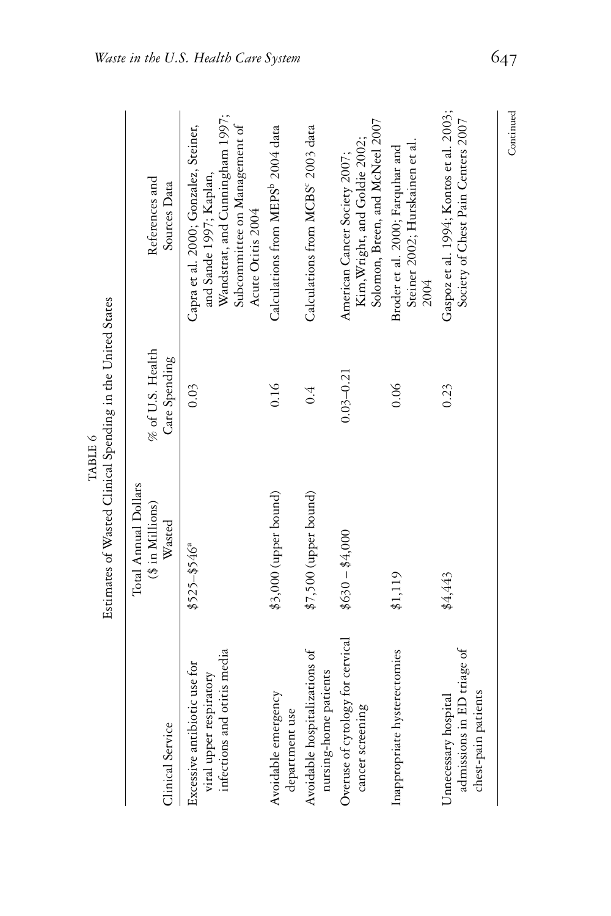TABLE 6

Estimates of Wasted Clinical Spending in the United States

| Clinical Service | Total Annual Dollars ($ in Millions) Wasted | % of U.S. Health Care Spending | References and Sources Data |
|---|---|---|---|
| Excessive antibiotic use for viral upper respiratory infections and otitis media | $525–$546[a] | 0.03 | Capra et al. 2000; Gonzalez, Steiner, and Sande 1997; Kaplan, Wandstrat, and Cunningham 1997; Subcommittee on Management of Acute Otitis 2004 |
| Avoidable emergency department use | $3,000 (upper bound) | 0.16 | Calculations from MEPS[b] 2004 data |
| Avoidable hospitalizations of nursing-home patients | $7,500 (upper bound) | 0.4 | Calculations from MCBS[c] 2003 data |
| Overuse of cytology for cervical cancer screening | $630 – $4,000 | 0.03–0.21 | American Cancer Society 2007; Kim, Wright, and Goldie 2002; Solomon, Breen, and McNeel 2007 |
| Inappropriate hysterectomies | $1,119 | 0.06 | Broder et al. 2000; Farquhar and Steiner 2002; Hurskainen et al. 2004 |
| Unnecessary hospital admissions in ED triage of chest-pain patients | $4,443 | 0.23 | Gaspoz et al. 1994; Kontos et al. 2003; Society of Chest Pain Centers 2007 |

Continued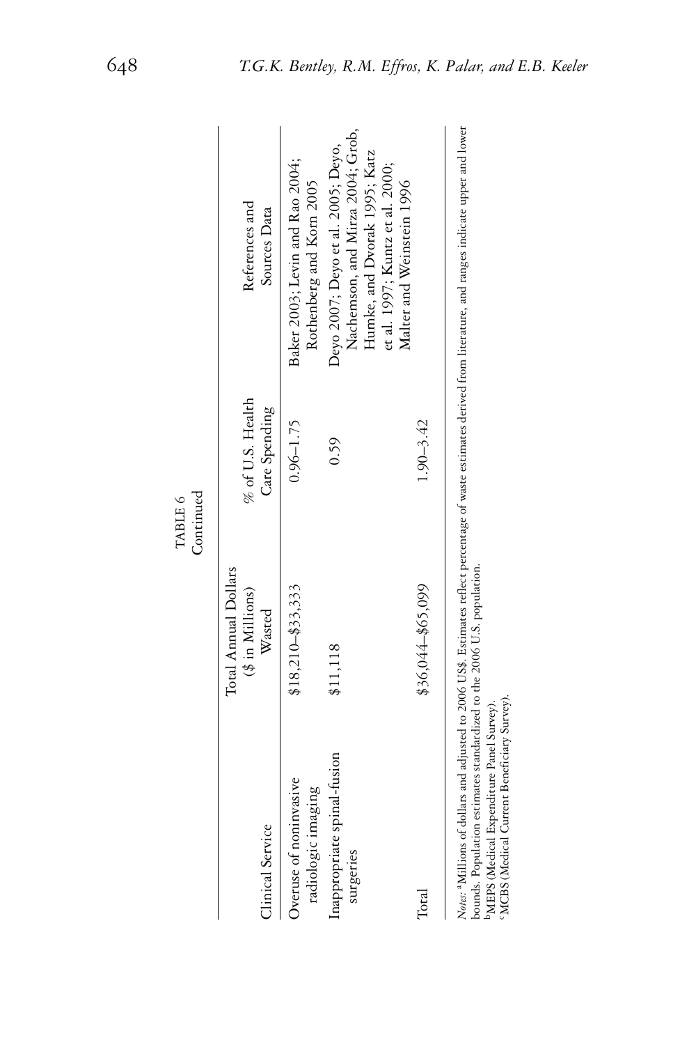TABLE 6
Continued

| Clinical Service | Total Annual Dollars ($ in Millions) Wasted | % of U.S. Health Care Spending | References and Sources Data |
|---|---|---|---|
| Overuse of noninvasive radiologic imaging | $18,210–$33,333 | 0.96–1.75 | Baker 2003; Levin and Rao 2004; Rothenberg and Korn 2005 |
| Inappropriate spinal-fusion surgeries | $11,118 | 0.59 | Deyo 2007; Deyo et al. 2005; Deyo, Nachemson, and Mirza 2004; Grob, Humke, and Dvorak 1995; Katz et al. 1997; Kuntz et al. 2000; Malter and Weinstein 1996 |
| Total | $36,044–$65,099 | 1.90–3.42 | |

*Notes:* [a]Millions of dollars and adjusted to 2006 US$. Estimates reflect percentage of waste estimates derived from literature, and ranges indicate upper and lower bounds. Population estimates standardized to the 2006 U.S. population.
[b]MEPS (Medical Expenditure Panel Survey).
[c]MCBS (Medical Current Beneficiary Survey).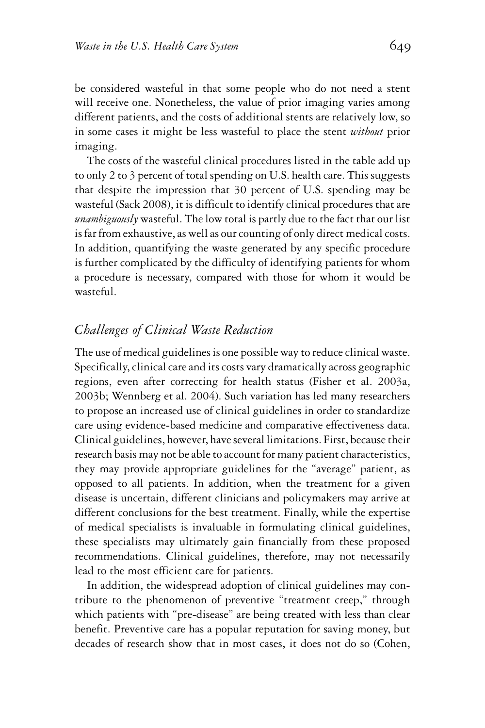be considered wasteful in that some people who do not need a stent will receive one. Nonetheless, the value of prior imaging varies among different patients, and the costs of additional stents are relatively low, so in some cases it might be less wasteful to place the stent *without* prior imaging.

The costs of the wasteful clinical procedures listed in the table add up to only 2 to 3 percent of total spending on U.S. health care. This suggests that despite the impression that 30 percent of U.S. spending may be wasteful (Sack 2008), it is difficult to identify clinical procedures that are *unambiguously* wasteful. The low total is partly due to the fact that our list is far from exhaustive, as well as our counting of only direct medical costs. In addition, quantifying the waste generated by any specific procedure is further complicated by the difficulty of identifying patients for whom a procedure is necessary, compared with those for whom it would be wasteful.

## *Challenges of Clinical Waste Reduction*

The use of medical guidelines is one possible way to reduce clinical waste. Specifically, clinical care and its costs vary dramatically across geographic regions, even after correcting for health status (Fisher et al. 2003a, 2003b; Wennberg et al. 2004). Such variation has led many researchers to propose an increased use of clinical guidelines in order to standardize care using evidence-based medicine and comparative effectiveness data. Clinical guidelines, however, have several limitations. First, because their research basis may not be able to account for many patient characteristics, they may provide appropriate guidelines for the "average" patient, as opposed to all patients. In addition, when the treatment for a given disease is uncertain, different clinicians and policymakers may arrive at different conclusions for the best treatment. Finally, while the expertise of medical specialists is invaluable in formulating clinical guidelines, these specialists may ultimately gain financially from these proposed recommendations. Clinical guidelines, therefore, may not necessarily lead to the most efficient care for patients.

In addition, the widespread adoption of clinical guidelines may contribute to the phenomenon of preventive "treatment creep," through which patients with "pre-disease" are being treated with less than clear benefit. Preventive care has a popular reputation for saving money, but decades of research show that in most cases, it does not do so (Cohen,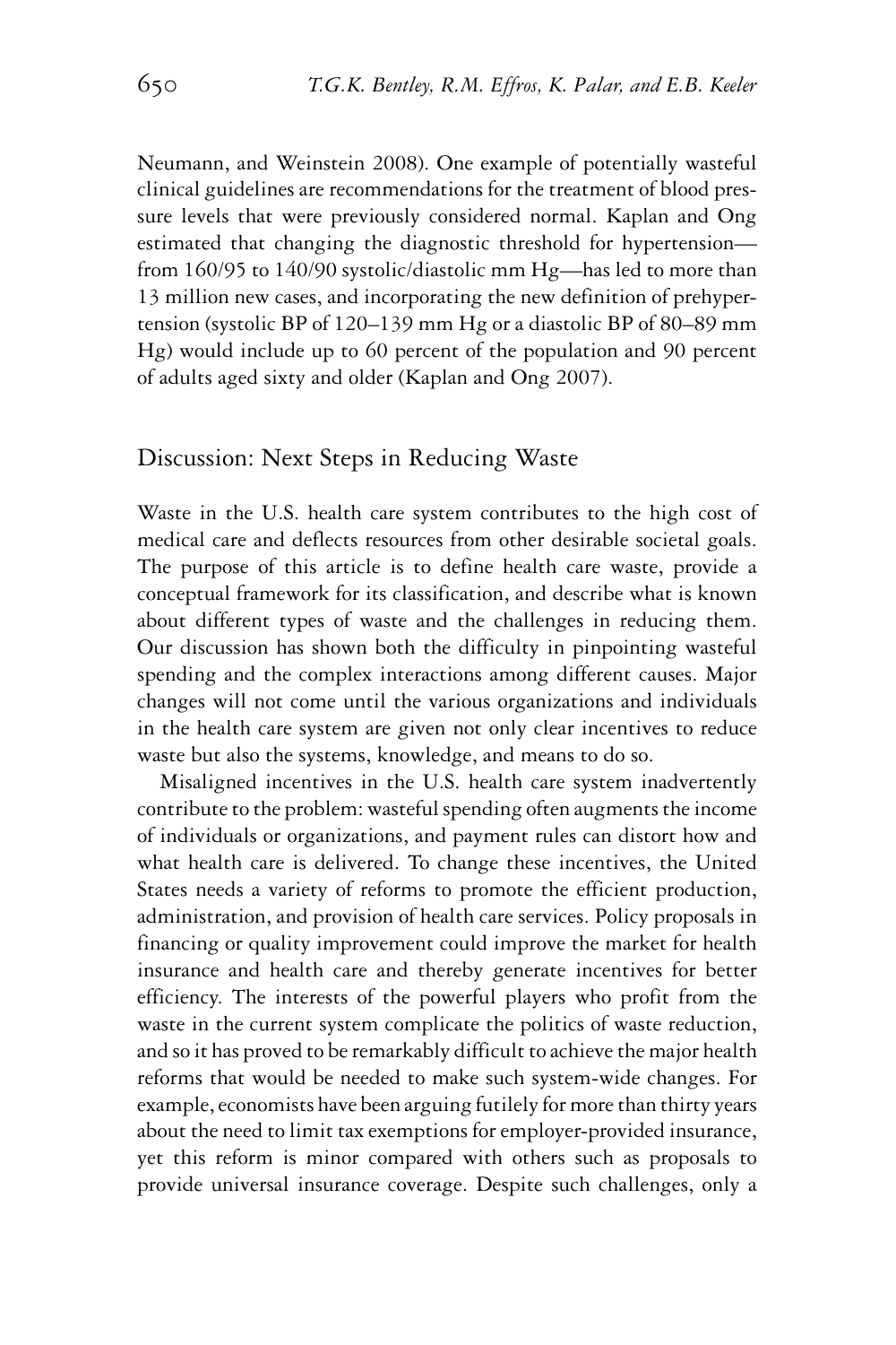Neumann, and Weinstein 2008). One example of potentially wasteful clinical guidelines are recommendations for the treatment of blood pressure levels that were previously considered normal. Kaplan and Ong estimated that changing the diagnostic threshold for hypertension—from 160/95 to 140/90 systolic/diastolic mm Hg—has led to more than 13 million new cases, and incorporating the new definition of prehypertension (systolic BP of 120–139 mm Hg or a diastolic BP of 80–89 mm Hg) would include up to 60 percent of the population and 90 percent of adults aged sixty and older (Kaplan and Ong 2007).

## Discussion: Next Steps in Reducing Waste

Waste in the U.S. health care system contributes to the high cost of medical care and deflects resources from other desirable societal goals. The purpose of this article is to define health care waste, provide a conceptual framework for its classification, and describe what is known about different types of waste and the challenges in reducing them. Our discussion has shown both the difficulty in pinpointing wasteful spending and the complex interactions among different causes. Major changes will not come until the various organizations and individuals in the health care system are given not only clear incentives to reduce waste but also the systems, knowledge, and means to do so.

Misaligned incentives in the U.S. health care system inadvertently contribute to the problem: wasteful spending often augments the income of individuals or organizations, and payment rules can distort how and what health care is delivered. To change these incentives, the United States needs a variety of reforms to promote the efficient production, administration, and provision of health care services. Policy proposals in financing or quality improvement could improve the market for health insurance and health care and thereby generate incentives for better efficiency. The interests of the powerful players who profit from the waste in the current system complicate the politics of waste reduction, and so it has proved to be remarkably difficult to achieve the major health reforms that would be needed to make such system-wide changes. For example, economists have been arguing futilely for more than thirty years about the need to limit tax exemptions for employer-provided insurance, yet this reform is minor compared with others such as proposals to provide universal insurance coverage. Despite such challenges, only a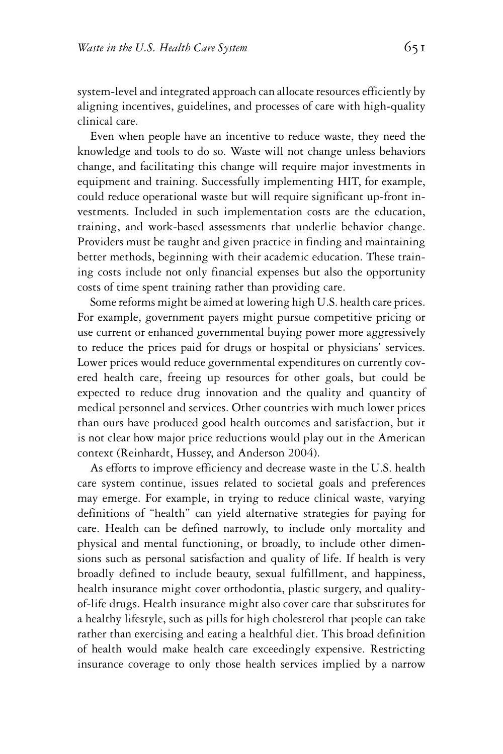system-level and integrated approach can allocate resources efficiently by aligning incentives, guidelines, and processes of care with high-quality clinical care.

Even when people have an incentive to reduce waste, they need the knowledge and tools to do so. Waste will not change unless behaviors change, and facilitating this change will require major investments in equipment and training. Successfully implementing HIT, for example, could reduce operational waste but will require significant up-front investments. Included in such implementation costs are the education, training, and work-based assessments that underlie behavior change. Providers must be taught and given practice in finding and maintaining better methods, beginning with their academic education. These training costs include not only financial expenses but also the opportunity costs of time spent training rather than providing care.

Some reforms might be aimed at lowering high U.S. health care prices. For example, government payers might pursue competitive pricing or use current or enhanced governmental buying power more aggressively to reduce the prices paid for drugs or hospital or physicians' services. Lower prices would reduce governmental expenditures on currently covered health care, freeing up resources for other goals, but could be expected to reduce drug innovation and the quality and quantity of medical personnel and services. Other countries with much lower prices than ours have produced good health outcomes and satisfaction, but it is not clear how major price reductions would play out in the American context (Reinhardt, Hussey, and Anderson 2004).

As efforts to improve efficiency and decrease waste in the U.S. health care system continue, issues related to societal goals and preferences may emerge. For example, in trying to reduce clinical waste, varying definitions of "health" can yield alternative strategies for paying for care. Health can be defined narrowly, to include only mortality and physical and mental functioning, or broadly, to include other dimensions such as personal satisfaction and quality of life. If health is very broadly defined to include beauty, sexual fulfillment, and happiness, health insurance might cover orthodontia, plastic surgery, and quality-of-life drugs. Health insurance might also cover care that substitutes for a healthy lifestyle, such as pills for high cholesterol that people can take rather than exercising and eating a healthful diet. This broad definition of health would make health care exceedingly expensive. Restricting insurance coverage to only those health services implied by a narrow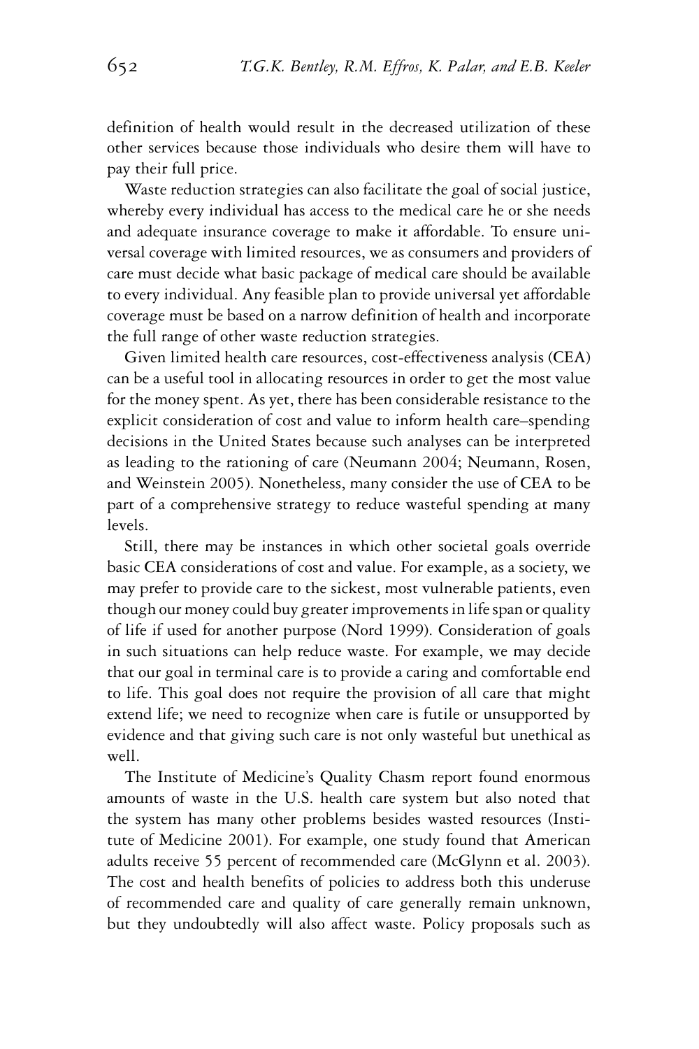definition of health would result in the decreased utilization of these other services because those individuals who desire them will have to pay their full price.

Waste reduction strategies can also facilitate the goal of social justice, whereby every individual has access to the medical care he or she needs and adequate insurance coverage to make it affordable. To ensure universal coverage with limited resources, we as consumers and providers of care must decide what basic package of medical care should be available to every individual. Any feasible plan to provide universal yet affordable coverage must be based on a narrow definition of health and incorporate the full range of other waste reduction strategies.

Given limited health care resources, cost-effectiveness analysis (CEA) can be a useful tool in allocating resources in order to get the most value for the money spent. As yet, there has been considerable resistance to the explicit consideration of cost and value to inform health care–spending decisions in the United States because such analyses can be interpreted as leading to the rationing of care (Neumann 2004; Neumann, Rosen, and Weinstein 2005). Nonetheless, many consider the use of CEA to be part of a comprehensive strategy to reduce wasteful spending at many levels.

Still, there may be instances in which other societal goals override basic CEA considerations of cost and value. For example, as a society, we may prefer to provide care to the sickest, most vulnerable patients, even though our money could buy greater improvements in life span or quality of life if used for another purpose (Nord 1999). Consideration of goals in such situations can help reduce waste. For example, we may decide that our goal in terminal care is to provide a caring and comfortable end to life. This goal does not require the provision of all care that might extend life; we need to recognize when care is futile or unsupported by evidence and that giving such care is not only wasteful but unethical as well.

The Institute of Medicine's Quality Chasm report found enormous amounts of waste in the U.S. health care system but also noted that the system has many other problems besides wasted resources (Institute of Medicine 2001). For example, one study found that American adults receive 55 percent of recommended care (McGlynn et al. 2003). The cost and health benefits of policies to address both this underuse of recommended care and quality of care generally remain unknown, but they undoubtedly will also affect waste. Policy proposals such as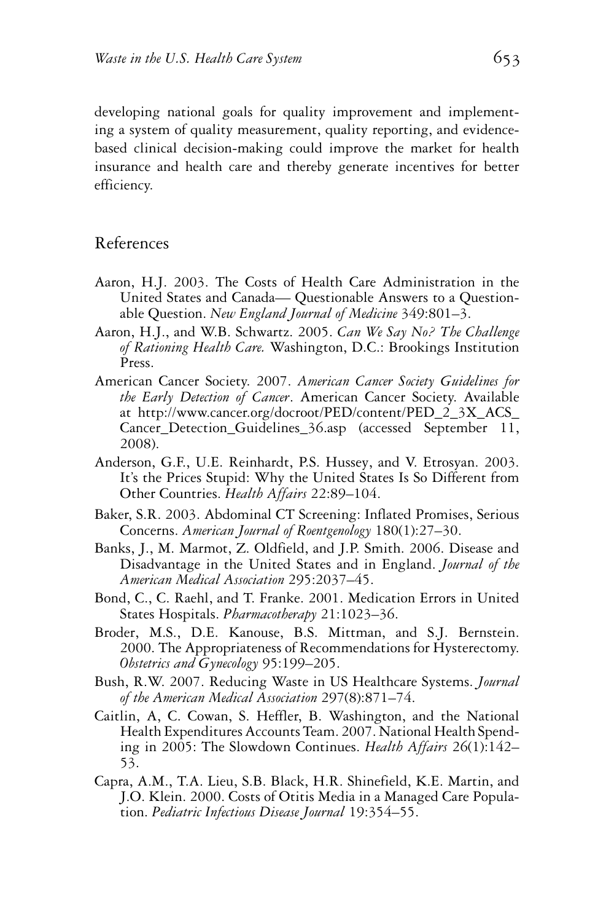developing national goals for quality improvement and implementing a system of quality measurement, quality reporting, and evidence-based clinical decision-making could improve the market for health insurance and health care and thereby generate incentives for better efficiency.

## References

Aaron, H.J. 2003. The Costs of Health Care Administration in the United States and Canada— Questionable Answers to a Questionable Question. *New England Journal of Medicine* 349:801–3.

Aaron, H.J., and W.B. Schwartz. 2005. *Can We Say No? The Challenge of Rationing Health Care.* Washington, D.C.: Brookings Institution Press.

American Cancer Society. 2007. *American Cancer Society Guidelines for the Early Detection of Cancer*. American Cancer Society. Available at http://www.cancer.org/docroot/PED/content/PED_2_3X_ACS_Cancer_Detection_Guidelines_36.asp (accessed September 11, 2008).

Anderson, G.F., U.E. Reinhardt, P.S. Hussey, and V. Etrosyan. 2003. It's the Prices Stupid: Why the United States Is So Different from Other Countries. *Health Affairs* 22:89–104.

Baker, S.R. 2003. Abdominal CT Screening: Inflated Promises, Serious Concerns. *American Journal of Roentgenology* 180(1):27–30.

Banks, J., M. Marmot, Z. Oldfield, and J.P. Smith. 2006. Disease and Disadvantage in the United States and in England. *Journal of the American Medical Association* 295:2037–45.

Bond, C., C. Raehl, and T. Franke. 2001. Medication Errors in United States Hospitals. *Pharmacotherapy* 21:1023–36.

Broder, M.S., D.E. Kanouse, B.S. Mittman, and S.J. Bernstein. 2000. The Appropriateness of Recommendations for Hysterectomy. *Obstetrics and Gynecology* 95:199–205.

Bush, R.W. 2007. Reducing Waste in US Healthcare Systems. *Journal of the American Medical Association* 297(8):871–74.

Caitlin, A, C. Cowan, S. Heffler, B. Washington, and the National Health Expenditures Accounts Team. 2007. National Health Spending in 2005: The Slowdown Continues. *Health Affairs* 26(1):142–53.

Capra, A.M., T.A. Lieu, S.B. Black, H.R. Shinefield, K.E. Martin, and J.O. Klein. 2000. Costs of Otitis Media in a Managed Care Population. *Pediatric Infectious Disease Journal* 19:354–55.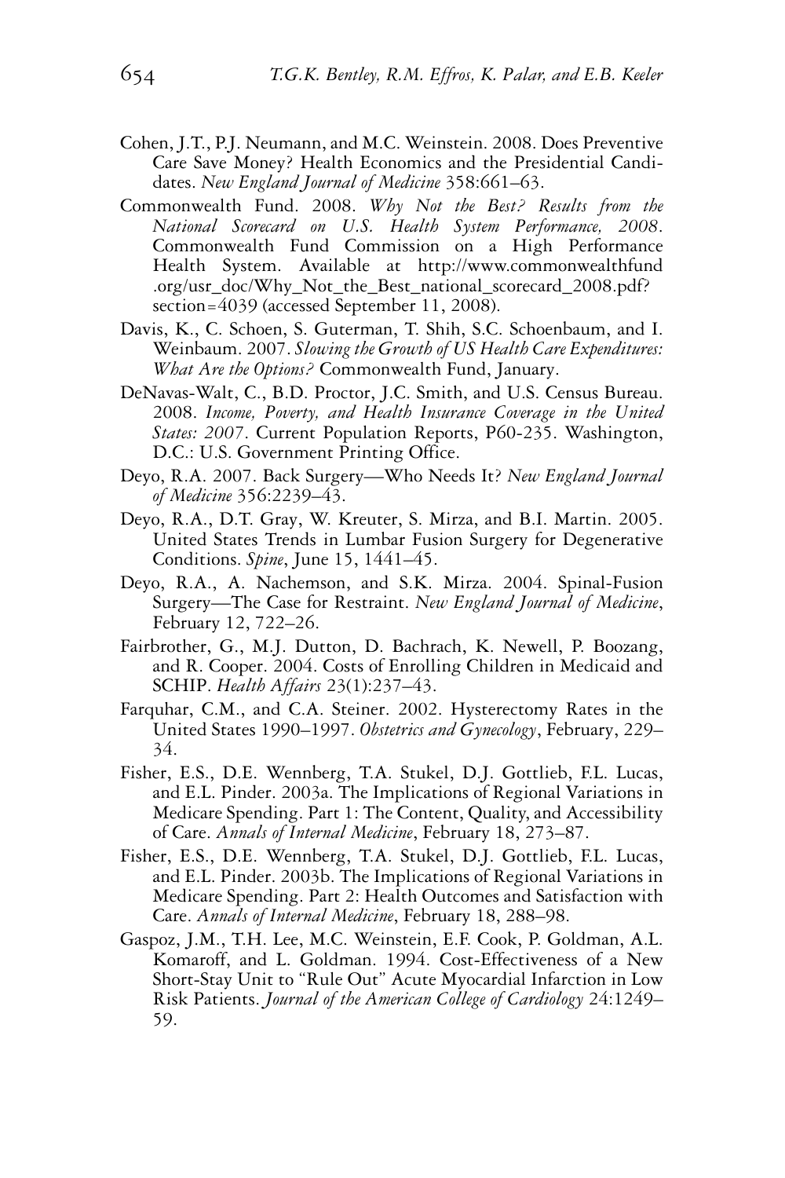Cohen, J.T., P.J. Neumann, and M.C. Weinstein. 2008. Does Preventive Care Save Money? Health Economics and the Presidential Candidates. *New England Journal of Medicine* 358:661–63.

Commonwealth Fund. 2008. *Why Not the Best? Results from the National Scorecard on U.S. Health System Performance, 2008*. Commonwealth Fund Commission on a High Performance Health System. Available at http://www.commonwealthfund.org/usr_doc/Why_Not_the_Best_national_scorecard_2008.pdf?section=4039 (accessed September 11, 2008).

Davis, K., C. Schoen, S. Guterman, T. Shih, S.C. Schoenbaum, and I. Weinbaum. 2007. *Slowing the Growth of US Health Care Expenditures: What Are the Options?* Commonwealth Fund, January.

DeNavas-Walt, C., B.D. Proctor, J.C. Smith, and U.S. Census Bureau. 2008. *Income, Poverty, and Health Insurance Coverage in the United States: 2007*. Current Population Reports, P60-235. Washington, D.C.: U.S. Government Printing Office.

Deyo, R.A. 2007. Back Surgery—Who Needs It? *New England Journal of Medicine* 356:2239–43.

Deyo, R.A., D.T. Gray, W. Kreuter, S. Mirza, and B.I. Martin. 2005. United States Trends in Lumbar Fusion Surgery for Degenerative Conditions. *Spine*, June 15, 1441–45.

Deyo, R.A., A. Nachemson, and S.K. Mirza. 2004. Spinal-Fusion Surgery—The Case for Restraint. *New England Journal of Medicine*, February 12, 722–26.

Fairbrother, G., M.J. Dutton, D. Bachrach, K. Newell, P. Boozang, and R. Cooper. 2004. Costs of Enrolling Children in Medicaid and SCHIP. *Health Affairs* 23(1):237–43.

Farquhar, C.M., and C.A. Steiner. 2002. Hysterectomy Rates in the United States 1990–1997. *Obstetrics and Gynecology*, February, 229–34.

Fisher, E.S., D.E. Wennberg, T.A. Stukel, D.J. Gottlieb, F.L. Lucas, and E.L. Pinder. 2003a. The Implications of Regional Variations in Medicare Spending. Part 1: The Content, Quality, and Accessibility of Care. *Annals of Internal Medicine*, February 18, 273–87.

Fisher, E.S., D.E. Wennberg, T.A. Stukel, D.J. Gottlieb, F.L. Lucas, and E.L. Pinder. 2003b. The Implications of Regional Variations in Medicare Spending. Part 2: Health Outcomes and Satisfaction with Care. *Annals of Internal Medicine*, February 18, 288–98.

Gaspoz, J.M., T.H. Lee, M.C. Weinstein, E.F. Cook, P. Goldman, A.L. Komaroff, and L. Goldman. 1994. Cost-Effectiveness of a New Short-Stay Unit to "Rule Out" Acute Myocardial Infarction in Low Risk Patients. *Journal of the American College of Cardiology* 24:1249–59.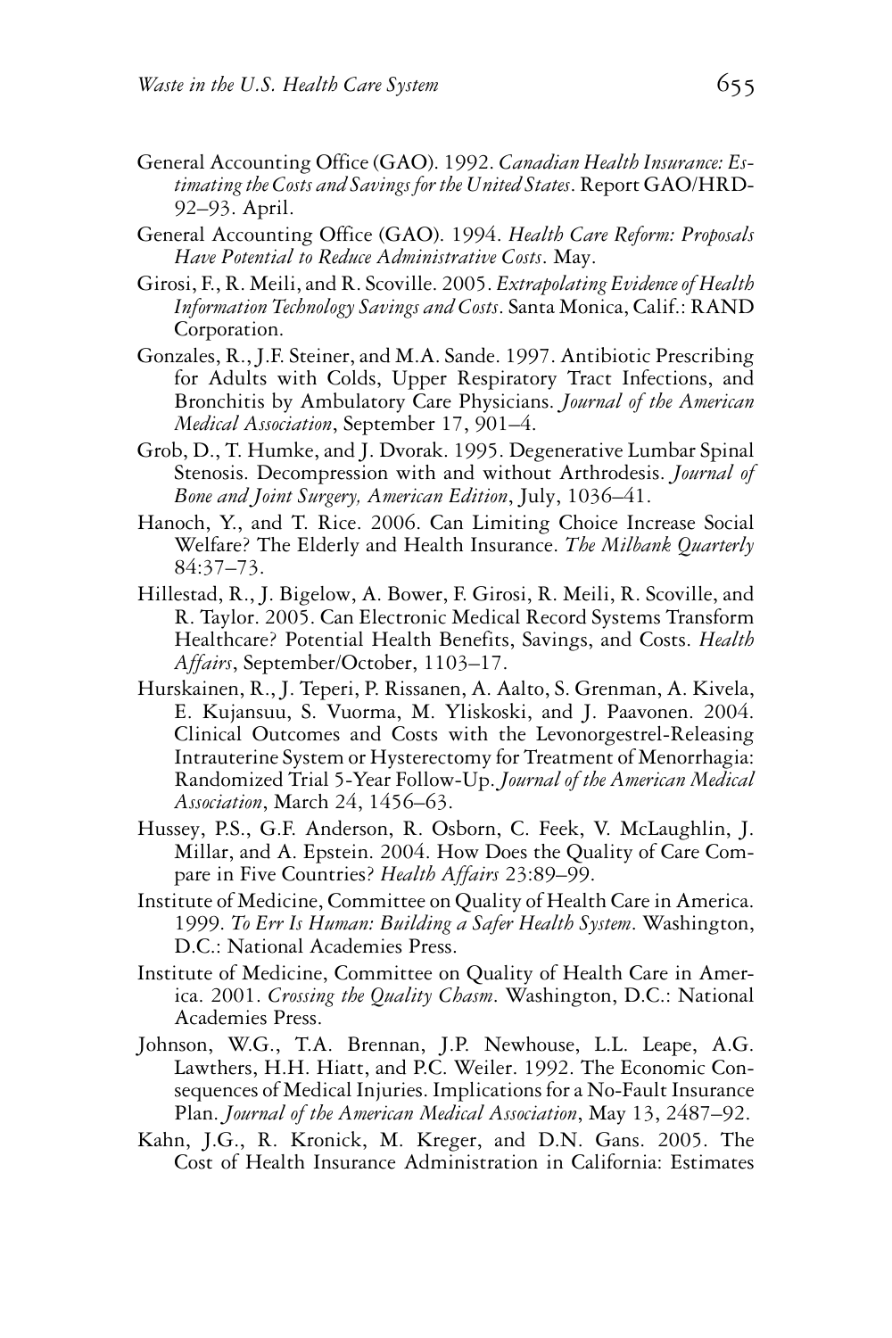General Accounting Office (GAO). 1992. *Canadian Health Insurance: Estimating the Costs and Savings for the United States*. Report GAO/HRD-92–93. April.

General Accounting Office (GAO). 1994. *Health Care Reform: Proposals Have Potential to Reduce Administrative Costs*. May.

Girosi, F., R. Meili, and R. Scoville. 2005. *Extrapolating Evidence of Health Information Technology Savings and Costs*. Santa Monica, Calif.: RAND Corporation.

Gonzales, R., J.F. Steiner, and M.A. Sande. 1997. Antibiotic Prescribing for Adults with Colds, Upper Respiratory Tract Infections, and Bronchitis by Ambulatory Care Physicians. *Journal of the American Medical Association*, September 17, 901–4.

Grob, D., T. Humke, and J. Dvorak. 1995. Degenerative Lumbar Spinal Stenosis. Decompression with and without Arthrodesis. *Journal of Bone and Joint Surgery, American Edition*, July, 1036–41.

Hanoch, Y., and T. Rice. 2006. Can Limiting Choice Increase Social Welfare? The Elderly and Health Insurance. *The Milbank Quarterly* 84:37–73.

Hillestad, R., J. Bigelow, A. Bower, F. Girosi, R. Meili, R. Scoville, and R. Taylor. 2005. Can Electronic Medical Record Systems Transform Healthcare? Potential Health Benefits, Savings, and Costs. *Health Affairs*, September/October, 1103–17.

Hurskainen, R., J. Teperi, P. Rissanen, A. Aalto, S. Grenman, A. Kivela, E. Kujansuu, S. Vuorma, M. Yliskoski, and J. Paavonen. 2004. Clinical Outcomes and Costs with the Levonorgestrel-Releasing Intrauterine System or Hysterectomy for Treatment of Menorrhagia: Randomized Trial 5-Year Follow-Up. *Journal of the American Medical Association*, March 24, 1456–63.

Hussey, P.S., G.F. Anderson, R. Osborn, C. Feek, V. McLaughlin, J. Millar, and A. Epstein. 2004. How Does the Quality of Care Compare in Five Countries? *Health Affairs* 23:89–99.

Institute of Medicine, Committee on Quality of Health Care in America. 1999. *To Err Is Human: Building a Safer Health System*. Washington, D.C.: National Academies Press.

Institute of Medicine, Committee on Quality of Health Care in America. 2001. *Crossing the Quality Chasm*. Washington, D.C.: National Academies Press.

Johnson, W.G., T.A. Brennan, J.P. Newhouse, L.L. Leape, A.G. Lawthers, H.H. Hiatt, and P.C. Weiler. 1992. The Economic Consequences of Medical Injuries. Implications for a No-Fault Insurance Plan. *Journal of the American Medical Association*, May 13, 2487–92.

Kahn, J.G., R. Kronick, M. Kreger, and D.N. Gans. 2005. The Cost of Health Insurance Administration in California: Estimates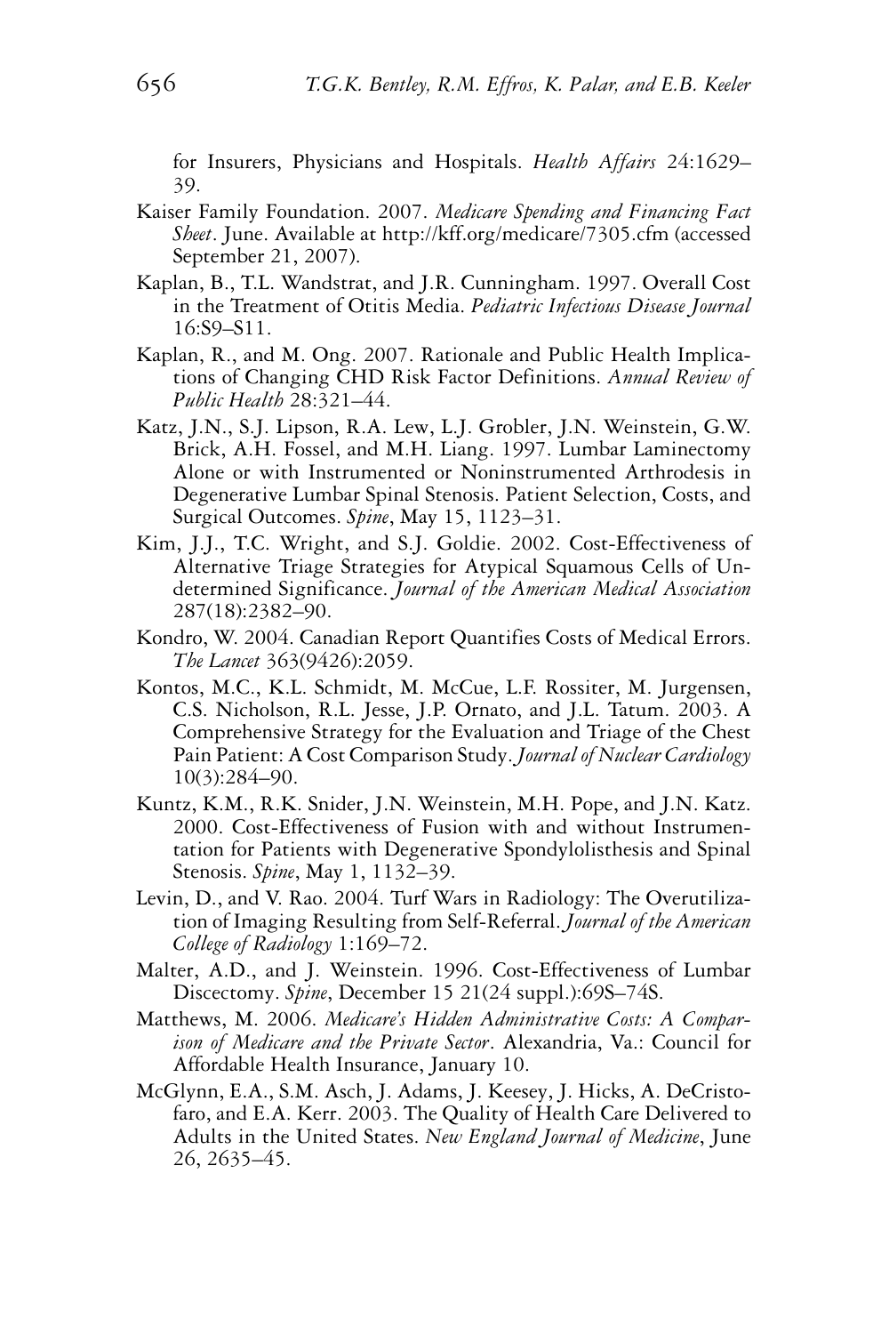for Insurers, Physicians and Hospitals. *Health Affairs* 24:1629–39.

Kaiser Family Foundation. 2007. *Medicare Spending and Financing Fact Sheet*. June. Available at http://kff.org/medicare/7305.cfm (accessed September 21, 2007).

Kaplan, B., T.L. Wandstrat, and J.R. Cunningham. 1997. Overall Cost in the Treatment of Otitis Media. *Pediatric Infectious Disease Journal* 16:S9–S11.

Kaplan, R., and M. Ong. 2007. Rationale and Public Health Implications of Changing CHD Risk Factor Definitions. *Annual Review of Public Health* 28:321–44.

Katz, J.N., S.J. Lipson, R.A. Lew, L.J. Grobler, J.N. Weinstein, G.W. Brick, A.H. Fossel, and M.H. Liang. 1997. Lumbar Laminectomy Alone or with Instrumented or Noninstrumented Arthrodesis in Degenerative Lumbar Spinal Stenosis. Patient Selection, Costs, and Surgical Outcomes. *Spine*, May 15, 1123–31.

Kim, J.J., T.C. Wright, and S.J. Goldie. 2002. Cost-Effectiveness of Alternative Triage Strategies for Atypical Squamous Cells of Undetermined Significance. *Journal of the American Medical Association* 287(18):2382–90.

Kondro, W. 2004. Canadian Report Quantifies Costs of Medical Errors. *The Lancet* 363(9426):2059.

Kontos, M.C., K.L. Schmidt, M. McCue, L.F. Rossiter, M. Jurgensen, C.S. Nicholson, R.L. Jesse, J.P. Ornato, and J.L. Tatum. 2003. A Comprehensive Strategy for the Evaluation and Triage of the Chest Pain Patient: A Cost Comparison Study. *Journal of Nuclear Cardiology* 10(3):284–90.

Kuntz, K.M., R.K. Snider, J.N. Weinstein, M.H. Pope, and J.N. Katz. 2000. Cost-Effectiveness of Fusion with and without Instrumentation for Patients with Degenerative Spondylolisthesis and Spinal Stenosis. *Spine*, May 1, 1132–39.

Levin, D., and V. Rao. 2004. Turf Wars in Radiology: The Overutilization of Imaging Resulting from Self-Referral. *Journal of the American College of Radiology* 1:169–72.

Malter, A.D., and J. Weinstein. 1996. Cost-Effectiveness of Lumbar Discectomy. *Spine*, December 15 21(24 suppl.):69S–74S.

Matthews, M. 2006. *Medicare's Hidden Administrative Costs: A Comparison of Medicare and the Private Sector*. Alexandria, Va.: Council for Affordable Health Insurance, January 10.

McGlynn, E.A., S.M. Asch, J. Adams, J. Keesey, J. Hicks, A. DeCristofaro, and E.A. Kerr. 2003. The Quality of Health Care Delivered to Adults in the United States. *New England Journal of Medicine*, June 26, 2635–45.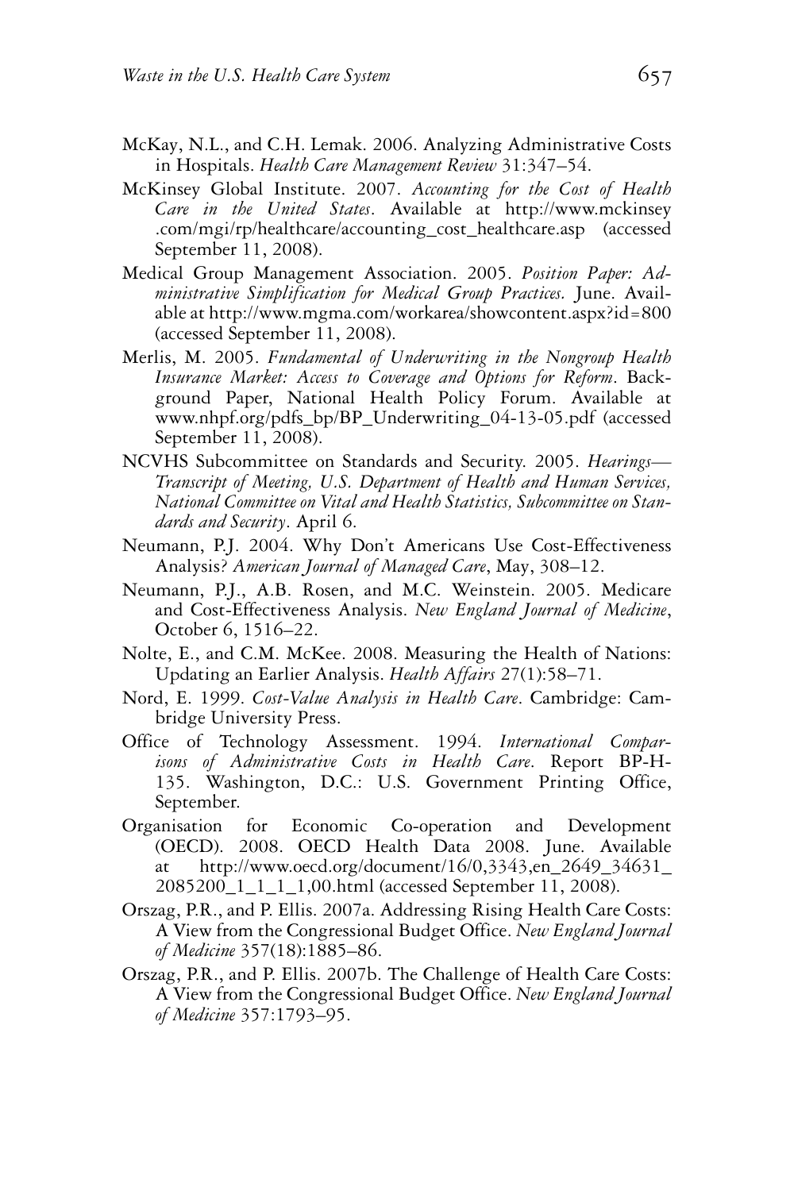McKay, N.L., and C.H. Lemak. 2006. Analyzing Administrative Costs in Hospitals. *Health Care Management Review* 31:347–54.

McKinsey Global Institute. 2007. *Accounting for the Cost of Health Care in the United States*. Available at http://www.mckinsey.com/mgi/rp/healthcare/accounting_cost_healthcare.asp (accessed September 11, 2008).

Medical Group Management Association. 2005. *Position Paper: Administrative Simplification for Medical Group Practices.* June. Available at http://www.mgma.com/workarea/showcontent.aspx?id=800 (accessed September 11, 2008).

Merlis, M. 2005. *Fundamental of Underwriting in the Nongroup Health Insurance Market: Access to Coverage and Options for Reform*. Background Paper, National Health Policy Forum. Available at www.nhpf.org/pdfs_bp/BP_Underwriting_04-13-05.pdf (accessed September 11, 2008).

NCVHS Subcommittee on Standards and Security. 2005. *Hearings—Transcript of Meeting, U.S. Department of Health and Human Services, National Committee on Vital and Health Statistics, Subcommittee on Standards and Security*. April 6.

Neumann, P.J. 2004. Why Don't Americans Use Cost-Effectiveness Analysis? *American Journal of Managed Care*, May, 308–12.

Neumann, P.J., A.B. Rosen, and M.C. Weinstein. 2005. Medicare and Cost-Effectiveness Analysis. *New England Journal of Medicine*, October 6, 1516–22.

Nolte, E., and C.M. McKee. 2008. Measuring the Health of Nations: Updating an Earlier Analysis. *Health Affairs* 27(1):58–71.

Nord, E. 1999. *Cost-Value Analysis in Health Care*. Cambridge: Cambridge University Press.

Office of Technology Assessment. 1994. *International Comparisons of Administrative Costs in Health Care*. Report BP-H-135. Washington, D.C.: U.S. Government Printing Office, September.

Organisation for Economic Co-operation and Development (OECD). 2008. OECD Health Data 2008. June. Available at http://www.oecd.org/document/16/0,3343,en_2649_34631_2085200_1_1_1_1,00.html (accessed September 11, 2008).

Orszag, P.R., and P. Ellis. 2007a. Addressing Rising Health Care Costs: A View from the Congressional Budget Office. *New England Journal of Medicine* 357(18):1885–86.

Orszag, P.R., and P. Ellis. 2007b. The Challenge of Health Care Costs: A View from the Congressional Budget Office. *New England Journal of Medicine* 357:1793–95.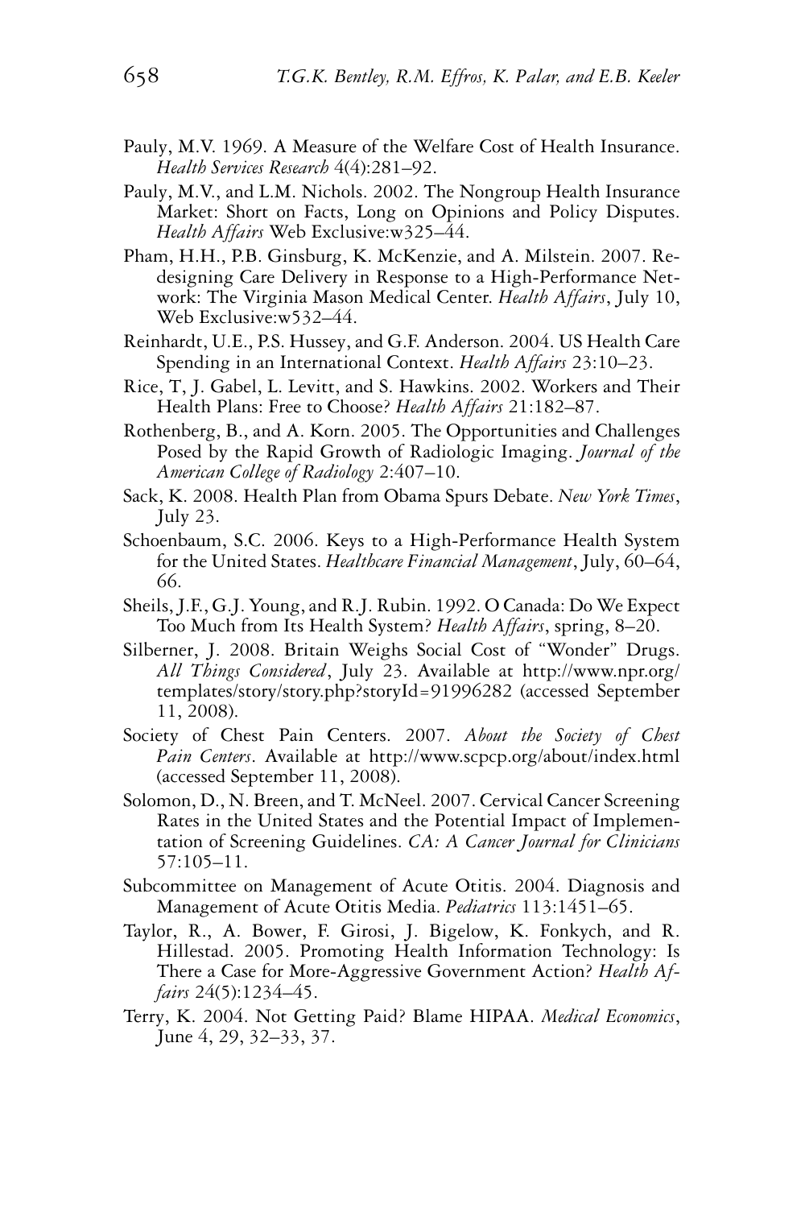Pauly, M.V. 1969. A Measure of the Welfare Cost of Health Insurance. *Health Services Research* 4(4):281–92.

Pauly, M.V., and L.M. Nichols. 2002. The Nongroup Health Insurance Market: Short on Facts, Long on Opinions and Policy Disputes. *Health Affairs* Web Exclusive:w325–44.

Pham, H.H., P.B. Ginsburg, K. McKenzie, and A. Milstein. 2007. Redesigning Care Delivery in Response to a High-Performance Network: The Virginia Mason Medical Center. *Health Affairs*, July 10, Web Exclusive:w532–44.

Reinhardt, U.E., P.S. Hussey, and G.F. Anderson. 2004. US Health Care Spending in an International Context. *Health Affairs* 23:10–23.

Rice, T, J. Gabel, L. Levitt, and S. Hawkins. 2002. Workers and Their Health Plans: Free to Choose? *Health Affairs* 21:182–87.

Rothenberg, B., and A. Korn. 2005. The Opportunities and Challenges Posed by the Rapid Growth of Radiologic Imaging. *Journal of the American College of Radiology* 2:407–10.

Sack, K. 2008. Health Plan from Obama Spurs Debate. *New York Times*, July 23.

Schoenbaum, S.C. 2006. Keys to a High-Performance Health System for the United States. *Healthcare Financial Management*, July, 60–64, 66.

Sheils, J.F., G.J. Young, and R.J. Rubin. 1992. O Canada: Do We Expect Too Much from Its Health System? *Health Affairs*, spring, 8–20.

Silberner, J. 2008. Britain Weighs Social Cost of "Wonder" Drugs. *All Things Considered*, July 23. Available at http://www.npr.org/templates/story/story.php?storyId=91996282 (accessed September 11, 2008).

Society of Chest Pain Centers. 2007. *About the Society of Chest Pain Centers*. Available at http://www.scpcp.org/about/index.html (accessed September 11, 2008).

Solomon, D., N. Breen, and T. McNeel. 2007. Cervical Cancer Screening Rates in the United States and the Potential Impact of Implementation of Screening Guidelines. *CA: A Cancer Journal for Clinicians* 57:105–11.

Subcommittee on Management of Acute Otitis. 2004. Diagnosis and Management of Acute Otitis Media. *Pediatrics* 113:1451–65.

Taylor, R., A. Bower, F. Girosi, J. Bigelow, K. Fonkych, and R. Hillestad. 2005. Promoting Health Information Technology: Is There a Case for More-Aggressive Government Action? *Health Affairs* 24(5):1234–45.

Terry, K. 2004. Not Getting Paid? Blame HIPAA. *Medical Economics*, June 4, 29, 32–33, 37.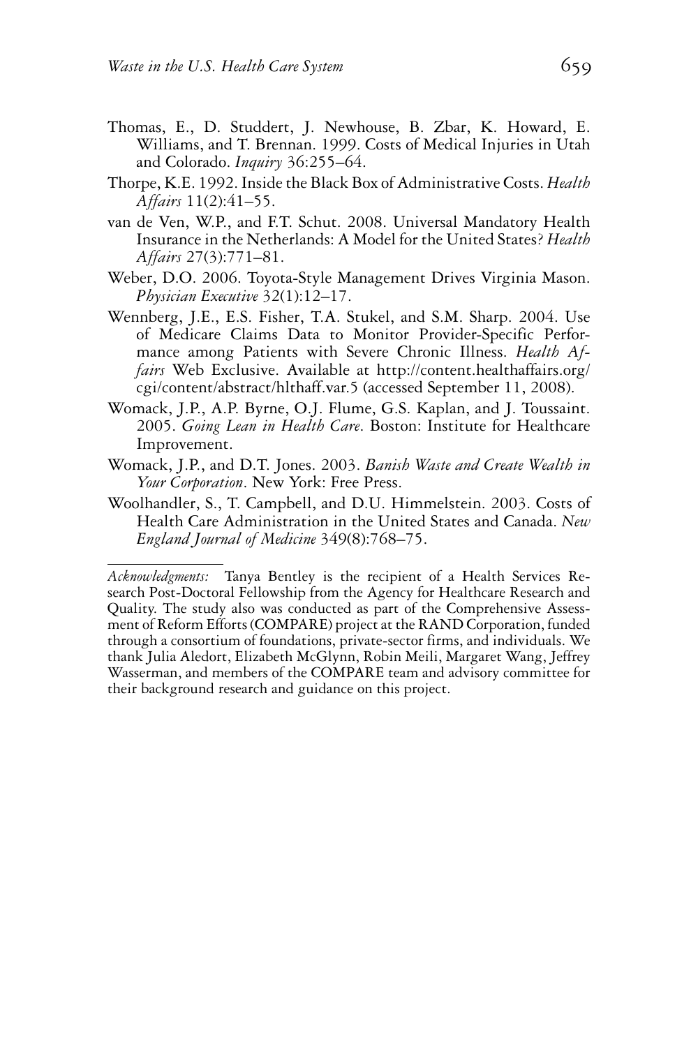Thomas, E., D. Studdert, J. Newhouse, B. Zbar, K. Howard, E. Williams, and T. Brennan. 1999. Costs of Medical Injuries in Utah and Colorado. *Inquiry* 36:255–64.

Thorpe, K.E. 1992. Inside the Black Box of Administrative Costs. *Health Affairs* 11(2):41–55.

van de Ven, W.P., and F.T. Schut. 2008. Universal Mandatory Health Insurance in the Netherlands: A Model for the United States? *Health Affairs* 27(3):771–81.

Weber, D.O. 2006. Toyota-Style Management Drives Virginia Mason. *Physician Executive* 32(1):12–17.

Wennberg, J.E., E.S. Fisher, T.A. Stukel, and S.M. Sharp. 2004. Use of Medicare Claims Data to Monitor Provider-Specific Performance among Patients with Severe Chronic Illness. *Health Affairs* Web Exclusive. Available at http://content.healthaffairs.org/cgi/content/abstract/hlthaff.var.5 (accessed September 11, 2008).

Womack, J.P., A.P. Byrne, O.J. Flume, G.S. Kaplan, and J. Toussaint. 2005. *Going Lean in Health Care*. Boston: Institute for Healthcare Improvement.

Womack, J.P., and D.T. Jones. 2003. *Banish Waste and Create Wealth in Your Corporation*. New York: Free Press.

Woolhandler, S., T. Campbell, and D.U. Himmelstein. 2003. Costs of Health Care Administration in the United States and Canada. *New England Journal of Medicine* 349(8):768–75.

---

*Acknowledgments:* Tanya Bentley is the recipient of a Health Services Research Post-Doctoral Fellowship from the Agency for Healthcare Research and Quality. The study also was conducted as part of the Comprehensive Assessment of Reform Efforts (COMPARE) project at the RAND Corporation, funded through a consortium of foundations, private-sector firms, and individuals. We thank Julia Aledort, Elizabeth McGlynn, Robin Meili, Margaret Wang, Jeffrey Wasserman, and members of the COMPARE team and advisory committee for their background research and guidance on this project.